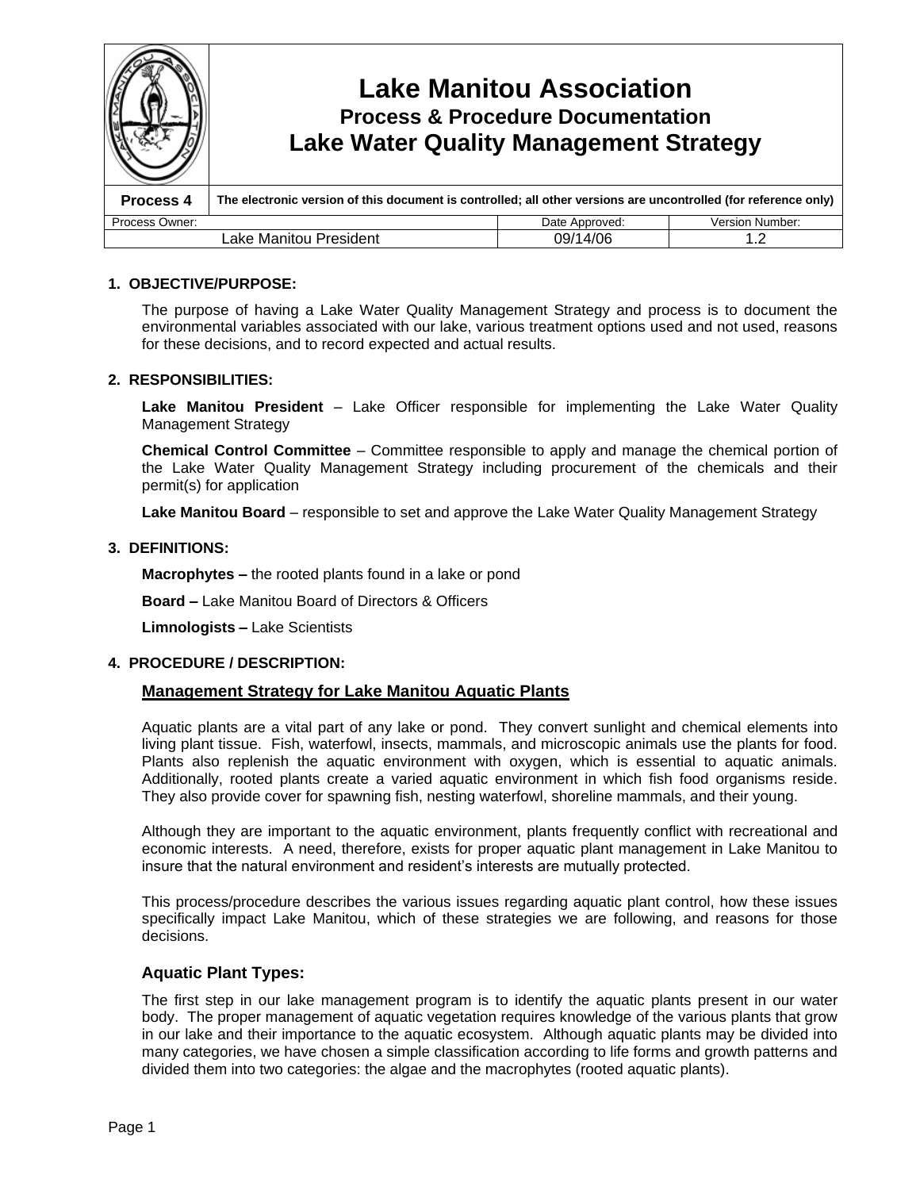# Lake Manitou Association

## Process & Procedure Documentation

## Lake Water Quality Management Strategy

| Process 4 | The electronic version of this document is controlled; all other versions are uncontrolled (for reference only) | |
|---|---|---|
| Process Owner: | Date Approved: | Version Number: |
| Lake Manitou President | 09/14/06 | 1.2 |

### 1. OBJECTIVE/PURPOSE:

The purpose of having a Lake Water Quality Management Strategy and process is to document the environmental variables associated with our lake, various treatment options used and not used, reasons for these decisions, and to record expected and actual results.

### 2. RESPONSIBILITIES:

**Lake Manitou President** – Lake Officer responsible for implementing the Lake Water Quality Management Strategy

**Chemical Control Committee** – Committee responsible to apply and manage the chemical portion of the Lake Water Quality Management Strategy including procurement of the chemicals and their permit(s) for application

**Lake Manitou Board** – responsible to set and approve the Lake Water Quality Management Strategy

### 3. DEFINITIONS:

**Macrophytes –** the rooted plants found in a lake or pond

**Board –** Lake Manitou Board of Directors & Officers

**Limnologists –** Lake Scientists

### 4. PROCEDURE / DESCRIPTION:

**Management Strategy for Lake Manitou Aquatic Plants**

Aquatic plants are a vital part of any lake or pond. They convert sunlight and chemical elements into living plant tissue. Fish, waterfowl, insects, mammals, and microscopic animals use the plants for food. Plants also replenish the aquatic environment with oxygen, which is essential to aquatic animals. Additionally, rooted plants create a varied aquatic environment in which fish food organisms reside. They also provide cover for spawning fish, nesting waterfowl, shoreline mammals, and their young.

Although they are important to the aquatic environment, plants frequently conflict with recreational and economic interests. A need, therefore, exists for proper aquatic plant management in Lake Manitou to insure that the natural environment and resident's interests are mutually protected.

This process/procedure describes the various issues regarding aquatic plant control, how these issues specifically impact Lake Manitou, which of these strategies we are following, and reasons for those decisions.

#### Aquatic Plant Types:

The first step in our lake management program is to identify the aquatic plants present in our water body. The proper management of aquatic vegetation requires knowledge of the various plants that grow in our lake and their importance to the aquatic ecosystem. Although aquatic plants may be divided into many categories, we have chosen a simple classification according to life forms and growth patterns and divided them into two categories: the algae and the macrophytes (rooted aquatic plants).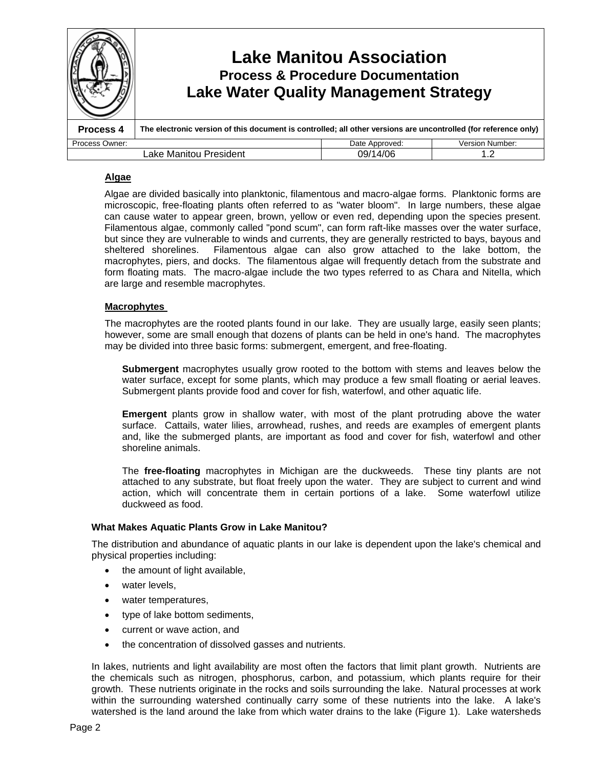## Algae

Algae are divided basically into planktonic, filamentous and macro-algae forms. Planktonic forms are microscopic, free-floating plants often referred to as "water bloom". In large numbers, these algae can cause water to appear green, brown, yellow or even red, depending upon the species present. Filamentous algae, commonly called "pond scum", can form raft-like masses over the water surface, but since they are vulnerable to winds and currents, they are generally restricted to bays, bayous and sheltered shorelines. Filamentous algae can also grow attached to the lake bottom, the macrophytes, piers, and docks. The filamentous algae will frequently detach from the substrate and form floating mats. The macro-algae include the two types referred to as Chara and Nitella, which are large and resemble macrophytes.

## Macrophytes

The macrophytes are the rooted plants found in our lake. They are usually large, easily seen plants; however, some are small enough that dozens of plants can be held in one's hand. The macrophytes may be divided into three basic forms: submergent, emergent, and free-floating.

**Submergent** macrophytes usually grow rooted to the bottom with stems and leaves below the water surface, except for some plants, which may produce a few small floating or aerial leaves. Submergent plants provide food and cover for fish, waterfowl, and other aquatic life.

**Emergent** plants grow in shallow water, with most of the plant protruding above the water surface. Cattails, water lilies, arrowhead, rushes, and reeds are examples of emergent plants and, like the submerged plants, are important as food and cover for fish, waterfowl and other shoreline animals.

The **free-floating** macrophytes in Michigan are the duckweeds. These tiny plants are not attached to any substrate, but float freely upon the water. They are subject to current and wind action, which will concentrate them in certain portions of a lake. Some waterfowl utilize duckweed as food.

### What Makes Aquatic Plants Grow in Lake Manitou?

The distribution and abundance of aquatic plants in our lake is dependent upon the lake's chemical and physical properties including:

- the amount of light available,
- water levels,
- water temperatures,
- type of lake bottom sediments,
- current or wave action, and
- the concentration of dissolved gasses and nutrients.

In lakes, nutrients and light availability are most often the factors that limit plant growth. Nutrients are the chemicals such as nitrogen, phosphorus, carbon, and potassium, which plants require for their growth. These nutrients originate in the rocks and soils surrounding the lake. Natural processes at work within the surrounding watershed continually carry some of these nutrients into the lake. A lake's watershed is the land around the lake from which water drains to the lake (Figure 1). Lake watersheds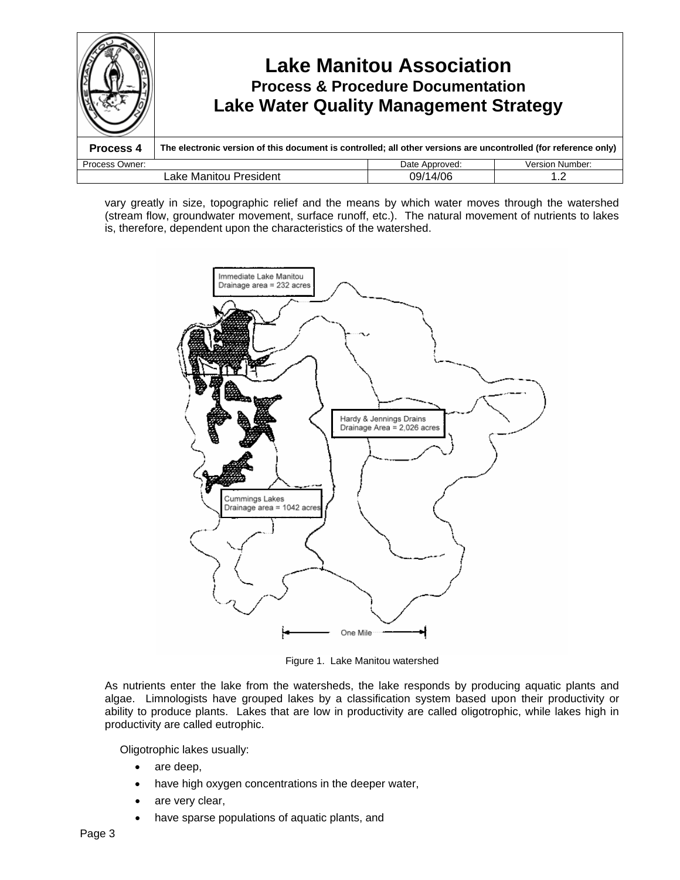vary greatly in size, topographic relief and the means by which water moves through the watershed (stream flow, groundwater movement, surface runoff, etc.). The natural movement of nutrients to lakes is, therefore, dependent upon the characteristics of the watershed.

Immediate Lake Manitou Drainage area = 232 acres

Hardy & Jennings Drains Drainage Area = 2,026 acres

Cummings Lakes Drainage area = 1042 acres

One Mile

Figure 1. Lake Manitou watershed

As nutrients enter the lake from the watersheds, the lake responds by producing aquatic plants and algae. Limnologists have grouped lakes by a classification system based upon their productivity or ability to produce plants. Lakes that are low in productivity are called oligotrophic, while lakes high in productivity are called eutrophic.

Oligotrophic lakes usually:

- are deep,
- have high oxygen concentrations in the deeper water,
- are very clear,
- have sparse populations of aquatic plants, and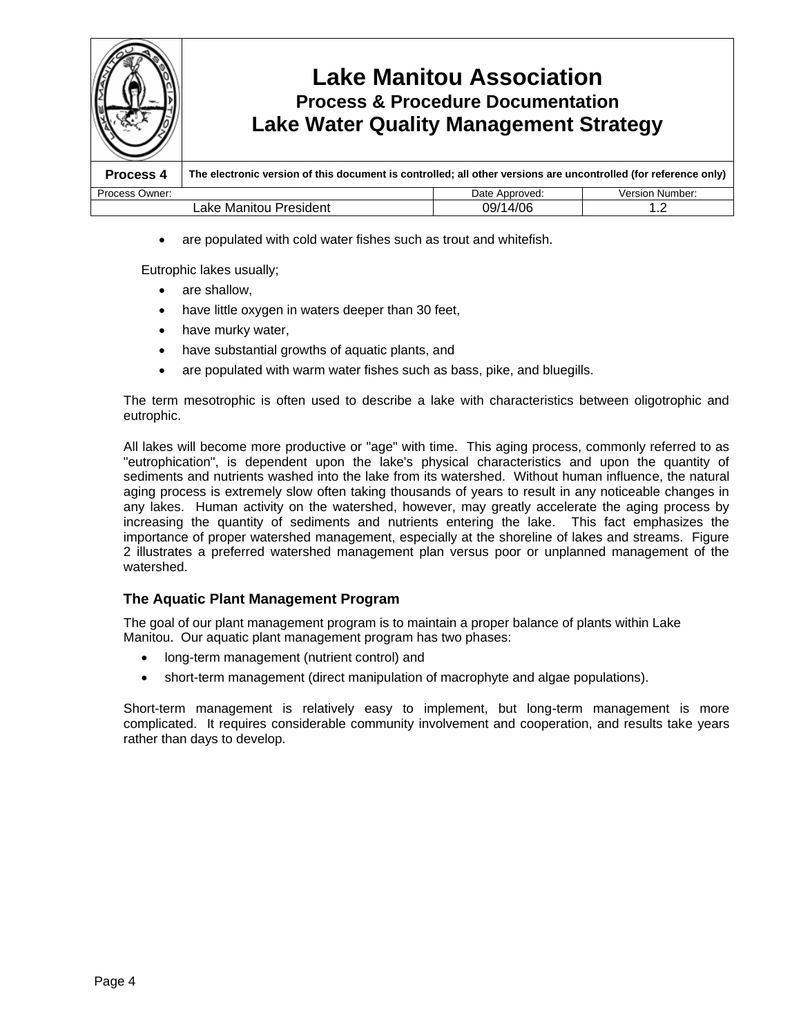- are populated with cold water fishes such as trout and whitefish.

Eutrophic lakes usually;

- are shallow,
- have little oxygen in waters deeper than 30 feet,
- have murky water,
- have substantial growths of aquatic plants, and
- are populated with warm water fishes such as bass, pike, and bluegills.

The term mesotrophic is often used to describe a lake with characteristics between oligotrophic and eutrophic.

All lakes will become more productive or "age" with time. This aging process, commonly referred to as "eutrophication", is dependent upon the lake's physical characteristics and upon the quantity of sediments and nutrients washed into the lake from its watershed. Without human influence, the natural aging process is extremely slow often taking thousands of years to result in any noticeable changes in any lakes. Human activity on the watershed, however, may greatly accelerate the aging process by increasing the quantity of sediments and nutrients entering the lake. This fact emphasizes the importance of proper watershed management, especially at the shoreline of lakes and streams. Figure 2 illustrates a preferred watershed management plan versus poor or unplanned management of the watershed.

### The Aquatic Plant Management Program

The goal of our plant management program is to maintain a proper balance of plants within Lake Manitou. Our aquatic plant management program has two phases:

- long-term management (nutrient control) and
- short-term management (direct manipulation of macrophyte and algae populations).

Short-term management is relatively easy to implement, but long-term management is more complicated. It requires considerable community involvement and cooperation, and results take years rather than days to develop.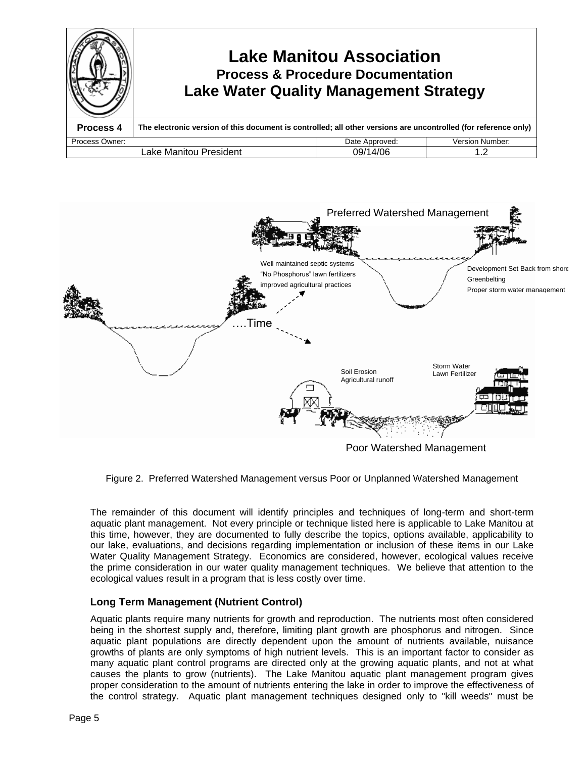Figure 2. Preferred Watershed Management versus Poor or Unplanned Watershed Management

The remainder of this document will identify principles and techniques of long-term and short-term aquatic plant management. Not every principle or technique listed here is applicable to Lake Manitou at this time, however, they are documented to fully describe the topics, options available, applicability to our lake, evaluations, and decisions regarding implementation or inclusion of these items in our Lake Water Quality Management Strategy. Economics are considered, however, ecological values receive the prime consideration in our water quality management techniques. We believe that attention to the ecological values result in a program that is less costly over time.

### Long Term Management (Nutrient Control)

Aquatic plants require many nutrients for growth and reproduction. The nutrients most often considered being in the shortest supply and, therefore, limiting plant growth are phosphorus and nitrogen. Since aquatic plant populations are directly dependent upon the amount of nutrients available, nuisance growths of plants are only symptoms of high nutrient levels. This is an important factor to consider as many aquatic plant control programs are directed only at the growing aquatic plants, and not at what causes the plants to grow (nutrients). The Lake Manitou aquatic plant management program gives proper consideration to the amount of nutrients entering the lake in order to improve the effectiveness of the control strategy. Aquatic plant management techniques designed only to "kill weeds" must be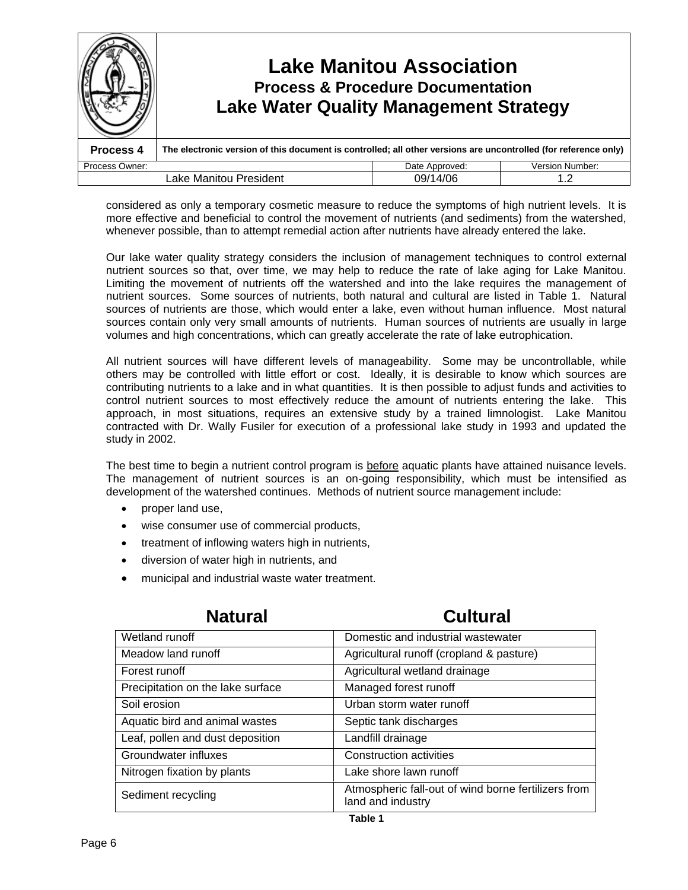considered as only a temporary cosmetic measure to reduce the symptoms of high nutrient levels. It is more effective and beneficial to control the movement of nutrients (and sediments) from the watershed, whenever possible, than to attempt remedial action after nutrients have already entered the lake.

Our lake water quality strategy considers the inclusion of management techniques to control external nutrient sources so that, over time, we may help to reduce the rate of lake aging for Lake Manitou. Limiting the movement of nutrients off the watershed and into the lake requires the management of nutrient sources. Some sources of nutrients, both natural and cultural are listed in Table 1. Natural sources of nutrients are those, which would enter a lake, even without human influence. Most natural sources contain only very small amounts of nutrients. Human sources of nutrients are usually in large volumes and high concentrations, which can greatly accelerate the rate of lake eutrophication.

All nutrient sources will have different levels of manageability. Some may be uncontrollable, while others may be controlled with little effort or cost. Ideally, it is desirable to know which sources are contributing nutrients to a lake and in what quantities. It is then possible to adjust funds and activities to control nutrient sources to most effectively reduce the amount of nutrients entering the lake. This approach, in most situations, requires an extensive study by a trained limnologist. Lake Manitou contracted with Dr. Wally Fusiler for execution of a professional lake study in 1993 and updated the study in 2002.

The best time to begin a nutrient control program is <u>before</u> aquatic plants have attained nuisance levels. The management of nutrient sources is an on-going responsibility, which must be intensified as development of the watershed continues. Methods of nutrient source management include:

- proper land use,
- wise consumer use of commercial products,
- treatment of inflowing waters high in nutrients,
- diversion of water high in nutrients, and
- municipal and industrial waste water treatment.

| Natural | Cultural |
|---|---|
| Wetland runoff | Domestic and industrial wastewater |
| Meadow land runoff | Agricultural runoff (cropland & pasture) |
| Forest runoff | Agricultural wetland drainage |
| Precipitation on the lake surface | Managed forest runoff |
| Soil erosion | Urban storm water runoff |
| Aquatic bird and animal wastes | Septic tank discharges |
| Leaf, pollen and dust deposition | Landfill drainage |
| Groundwater influxes | Construction activities |
| Nitrogen fixation by plants | Lake shore lawn runoff |
| Sediment recycling | Atmospheric fall-out of wind borne fertilizers from land and industry |

**Table 1**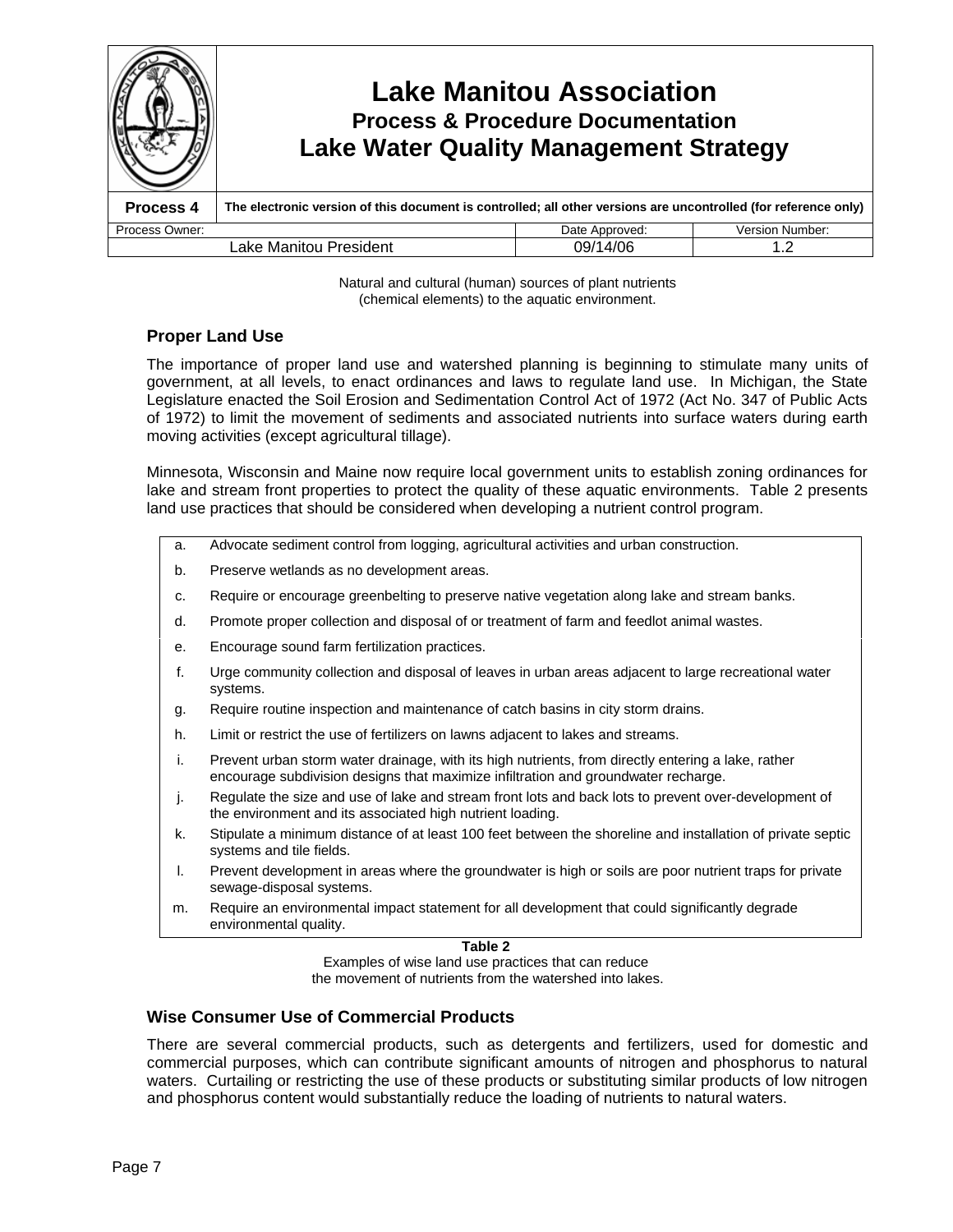Natural and cultural (human) sources of plant nutrients
(chemical elements) to the aquatic environment.

### Proper Land Use

The importance of proper land use and watershed planning is beginning to stimulate many units of government, at all levels, to enact ordinances and laws to regulate land use. In Michigan, the State Legislature enacted the Soil Erosion and Sedimentation Control Act of 1972 (Act No. 347 of Public Acts of 1972) to limit the movement of sediments and associated nutrients into surface waters during earth moving activities (except agricultural tillage).

Minnesota, Wisconsin and Maine now require local government units to establish zoning ordinances for lake and stream front properties to protect the quality of these aquatic environments. Table 2 presents land use practices that should be considered when developing a nutrient control program.

| | |
|---|---|
| a. | Advocate sediment control from logging, agricultural activities and urban construction. |
| b. | Preserve wetlands as no development areas. |
| c. | Require or encourage greenbelting to preserve native vegetation along lake and stream banks. |
| d. | Promote proper collection and disposal of or treatment of farm and feedlot animal wastes. |
| e. | Encourage sound farm fertilization practices. |
| f. | Urge community collection and disposal of leaves in urban areas adjacent to large recreational water systems. |
| g. | Require routine inspection and maintenance of catch basins in city storm drains. |
| h. | Limit or restrict the use of fertilizers on lawns adjacent to lakes and streams. |
| i. | Prevent urban storm water drainage, with its high nutrients, from directly entering a lake, rather encourage subdivision designs that maximize infiltration and groundwater recharge. |
| j. | Regulate the size and use of lake and stream front lots and back lots to prevent over-development of the environment and its associated high nutrient loading. |
| k. | Stipulate a minimum distance of at least 100 feet between the shoreline and installation of private septic systems and tile fields. |
| l. | Prevent development in areas where the groundwater is high or soils are poor nutrient traps for private sewage-disposal systems. |
| m. | Require an environmental impact statement for all development that could significantly degrade environmental quality. |

**Table 2**
Examples of wise land use practices that can reduce
the movement of nutrients from the watershed into lakes.

### Wise Consumer Use of Commercial Products

There are several commercial products, such as detergents and fertilizers, used for domestic and commercial purposes, which can contribute significant amounts of nitrogen and phosphorus to natural waters. Curtailing or restricting the use of these products or substituting similar products of low nitrogen and phosphorus content would substantially reduce the loading of nutrients to natural waters.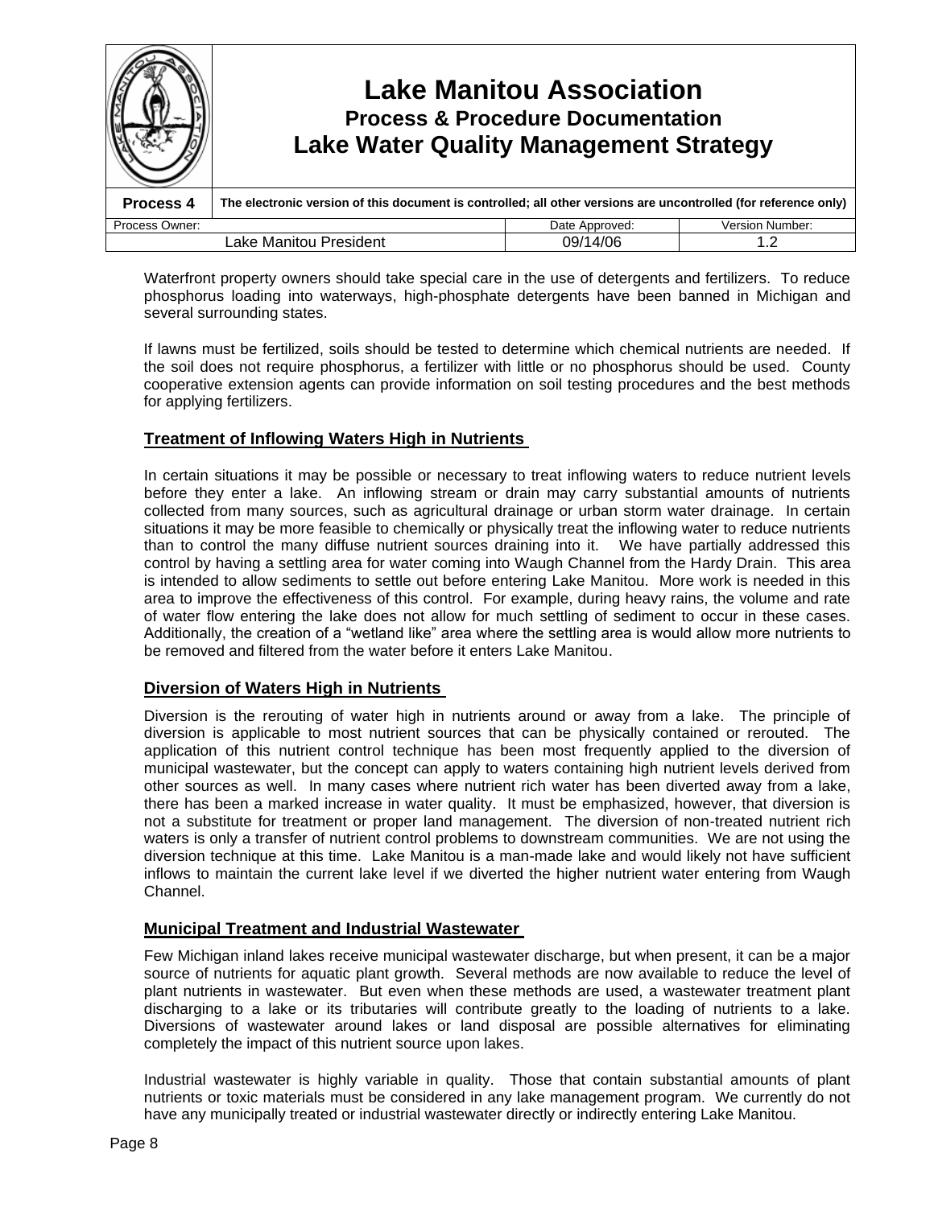Waterfront property owners should take special care in the use of detergents and fertilizers. To reduce phosphorus loading into waterways, high-phosphate detergents have been banned in Michigan and several surrounding states.

If lawns must be fertilized, soils should be tested to determine which chemical nutrients are needed. If the soil does not require phosphorus, a fertilizer with little or no phosphorus should be used. County cooperative extension agents can provide information on soil testing procedures and the best methods for applying fertilizers.

### Treatment of Inflowing Waters High in Nutrients

In certain situations it may be possible or necessary to treat inflowing waters to reduce nutrient levels before they enter a lake. An inflowing stream or drain may carry substantial amounts of nutrients collected from many sources, such as agricultural drainage or urban storm water drainage. In certain situations it may be more feasible to chemically or physically treat the inflowing water to reduce nutrients than to control the many diffuse nutrient sources draining into it. We have partially addressed this control by having a settling area for water coming into Waugh Channel from the Hardy Drain. This area is intended to allow sediments to settle out before entering Lake Manitou. More work is needed in this area to improve the effectiveness of this control. For example, during heavy rains, the volume and rate of water flow entering the lake does not allow for much settling of sediment to occur in these cases. Additionally, the creation of a "wetland like" area where the settling area is would allow more nutrients to be removed and filtered from the water before it enters Lake Manitou.

### Diversion of Waters High in Nutrients

Diversion is the rerouting of water high in nutrients around or away from a lake. The principle of diversion is applicable to most nutrient sources that can be physically contained or rerouted. The application of this nutrient control technique has been most frequently applied to the diversion of municipal wastewater, but the concept can apply to waters containing high nutrient levels derived from other sources as well. In many cases where nutrient rich water has been diverted away from a lake, there has been a marked increase in water quality. It must be emphasized, however, that diversion is not a substitute for treatment or proper land management. The diversion of non-treated nutrient rich waters is only a transfer of nutrient control problems to downstream communities. We are not using the diversion technique at this time. Lake Manitou is a man-made lake and would likely not have sufficient inflows to maintain the current lake level if we diverted the higher nutrient water entering from Waugh Channel.

### Municipal Treatment and Industrial Wastewater

Few Michigan inland lakes receive municipal wastewater discharge, but when present, it can be a major source of nutrients for aquatic plant growth. Several methods are now available to reduce the level of plant nutrients in wastewater. But even when these methods are used, a wastewater treatment plant discharging to a lake or its tributaries will contribute greatly to the loading of nutrients to a lake. Diversions of wastewater around lakes or land disposal are possible alternatives for eliminating completely the impact of this nutrient source upon lakes.

Industrial wastewater is highly variable in quality. Those that contain substantial amounts of plant nutrients or toxic materials must be considered in any lake management program. We currently do not have any municipally treated or industrial wastewater directly or indirectly entering Lake Manitou.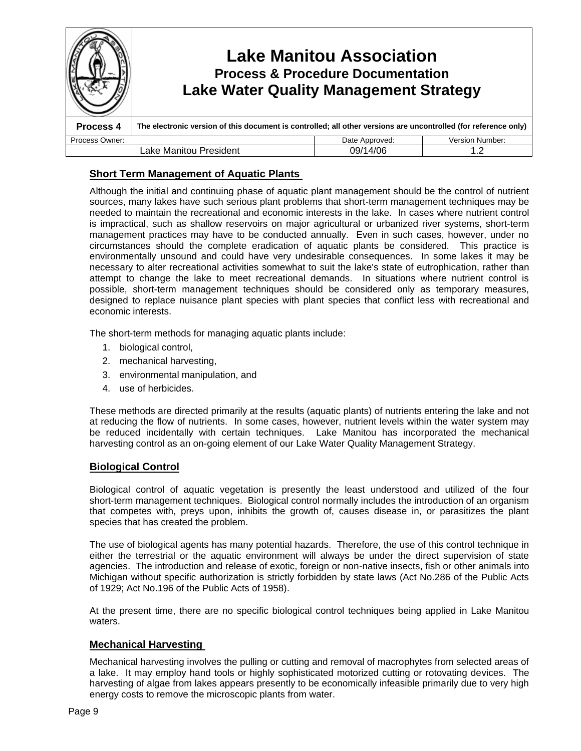## Short Term Management of Aquatic Plants

Although the initial and continuing phase of aquatic plant management should be the control of nutrient sources, many lakes have such serious plant problems that short-term management techniques may be needed to maintain the recreational and economic interests in the lake. In cases where nutrient control is impractical, such as shallow reservoirs on major agricultural or urbanized river systems, short-term management practices may have to be conducted annually. Even in such cases, however, under no circumstances should the complete eradication of aquatic plants be considered. This practice is environmentally unsound and could have very undesirable consequences. In some lakes it may be necessary to alter recreational activities somewhat to suit the lake's state of eutrophication, rather than attempt to change the lake to meet recreational demands. In situations where nutrient control is possible, short-term management techniques should be considered only as temporary measures, designed to replace nuisance plant species with plant species that conflict less with recreational and economic interests.

The short-term methods for managing aquatic plants include:

1. biological control,
2. mechanical harvesting,
3. environmental manipulation, and
4. use of herbicides.

These methods are directed primarily at the results (aquatic plants) of nutrients entering the lake and not at reducing the flow of nutrients. In some cases, however, nutrient levels within the water system may be reduced incidentally with certain techniques. Lake Manitou has incorporated the mechanical harvesting control as an on-going element of our Lake Water Quality Management Strategy.

## Biological Control

Biological control of aquatic vegetation is presently the least understood and utilized of the four short-term management techniques. Biological control normally includes the introduction of an organism that competes with, preys upon, inhibits the growth of, causes disease in, or parasitizes the plant species that has created the problem.

The use of biological agents has many potential hazards. Therefore, the use of this control technique in either the terrestrial or the aquatic environment will always be under the direct supervision of state agencies. The introduction and release of exotic, foreign or non-native insects, fish or other animals into Michigan without specific authorization is strictly forbidden by state laws (Act No.286 of the Public Acts of 1929; Act No.196 of the Public Acts of 1958).

At the present time, there are no specific biological control techniques being applied in Lake Manitou waters.

## Mechanical Harvesting

Mechanical harvesting involves the pulling or cutting and removal of macrophytes from selected areas of a lake. It may employ hand tools or highly sophisticated motorized cutting or rotovating devices. The harvesting of algae from lakes appears presently to be economically infeasible primarily due to very high energy costs to remove the microscopic plants from water.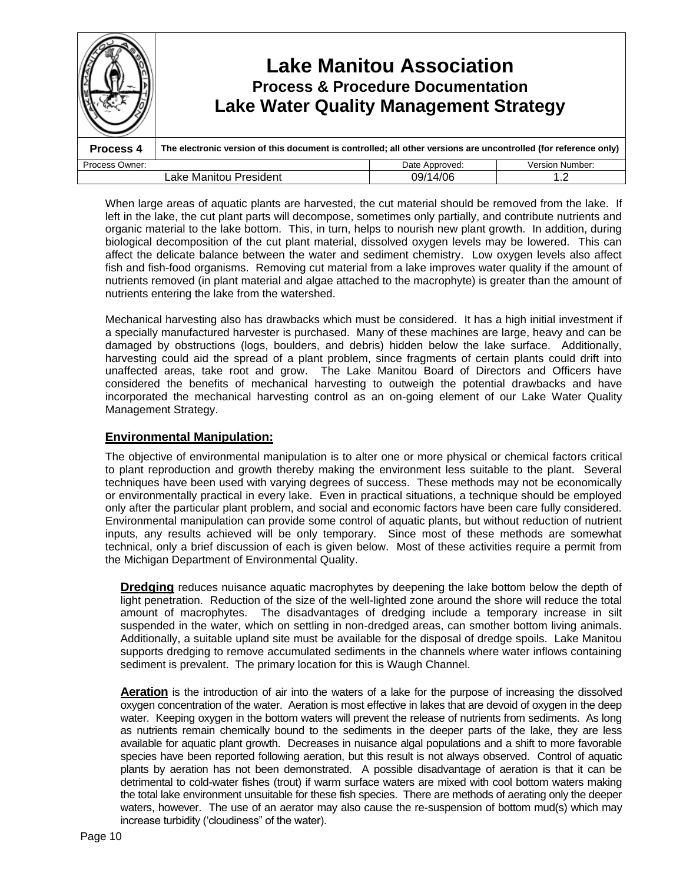When large areas of aquatic plants are harvested, the cut material should be removed from the lake. If left in the lake, the cut plant parts will decompose, sometimes only partially, and contribute nutrients and organic material to the lake bottom. This, in turn, helps to nourish new plant growth. In addition, during biological decomposition of the cut plant material, dissolved oxygen levels may be lowered. This can affect the delicate balance between the water and sediment chemistry. Low oxygen levels also affect fish and fish-food organisms. Removing cut material from a lake improves water quality if the amount of nutrients removed (in plant material and algae attached to the macrophyte) is greater than the amount of nutrients entering the lake from the watershed.

Mechanical harvesting also has drawbacks which must be considered. It has a high initial investment if a specially manufactured harvester is purchased. Many of these machines are large, heavy and can be damaged by obstructions (logs, boulders, and debris) hidden below the lake surface. Additionally, harvesting could aid the spread of a plant problem, since fragments of certain plants could drift into unaffected areas, take root and grow. The Lake Manitou Board of Directors and Officers have considered the benefits of mechanical harvesting to outweigh the potential drawbacks and have incorporated the mechanical harvesting control as an on-going element of our Lake Water Quality Management Strategy.

## Environmental Manipulation:

The objective of environmental manipulation is to alter one or more physical or chemical factors critical to plant reproduction and growth thereby making the environment less suitable to the plant. Several techniques have been used with varying degrees of success. These methods may not be economically or environmentally practical in every lake. Even in practical situations, a technique should be employed only after the particular plant problem, and social and economic factors have been care fully considered. Environmental manipulation can provide some control of aquatic plants, but without reduction of nutrient inputs, any results achieved will be only temporary. Since most of these methods are somewhat technical, only a brief discussion of each is given below. Most of these activities require a permit from the Michigan Department of Environmental Quality.

**Dredging** reduces nuisance aquatic macrophytes by deepening the lake bottom below the depth of light penetration. Reduction of the size of the well-lighted zone around the shore will reduce the total amount of macrophytes. The disadvantages of dredging include a temporary increase in silt suspended in the water, which on settling in non-dredged areas, can smother bottom living animals. Additionally, a suitable upland site must be available for the disposal of dredge spoils. Lake Manitou supports dredging to remove accumulated sediments in the channels where water inflows containing sediment is prevalent. The primary location for this is Waugh Channel.

**Aeration** is the introduction of air into the waters of a lake for the purpose of increasing the dissolved oxygen concentration of the water. Aeration is most effective in lakes that are devoid of oxygen in the deep water. Keeping oxygen in the bottom waters will prevent the release of nutrients from sediments. As long as nutrients remain chemically bound to the sediments in the deeper parts of the lake, they are less available for aquatic plant growth. Decreases in nuisance algal populations and a shift to more favorable species have been reported following aeration, but this result is not always observed. Control of aquatic plants by aeration has not been demonstrated. A possible disadvantage of aeration is that it can be detrimental to cold-water fishes (trout) if warm surface waters are mixed with cool bottom waters making the total lake environment unsuitable for these fish species. There are methods of aerating only the deeper waters, however. The use of an aerator may also cause the re-suspension of bottom mud(s) which may increase turbidity ('cloudiness" of the water).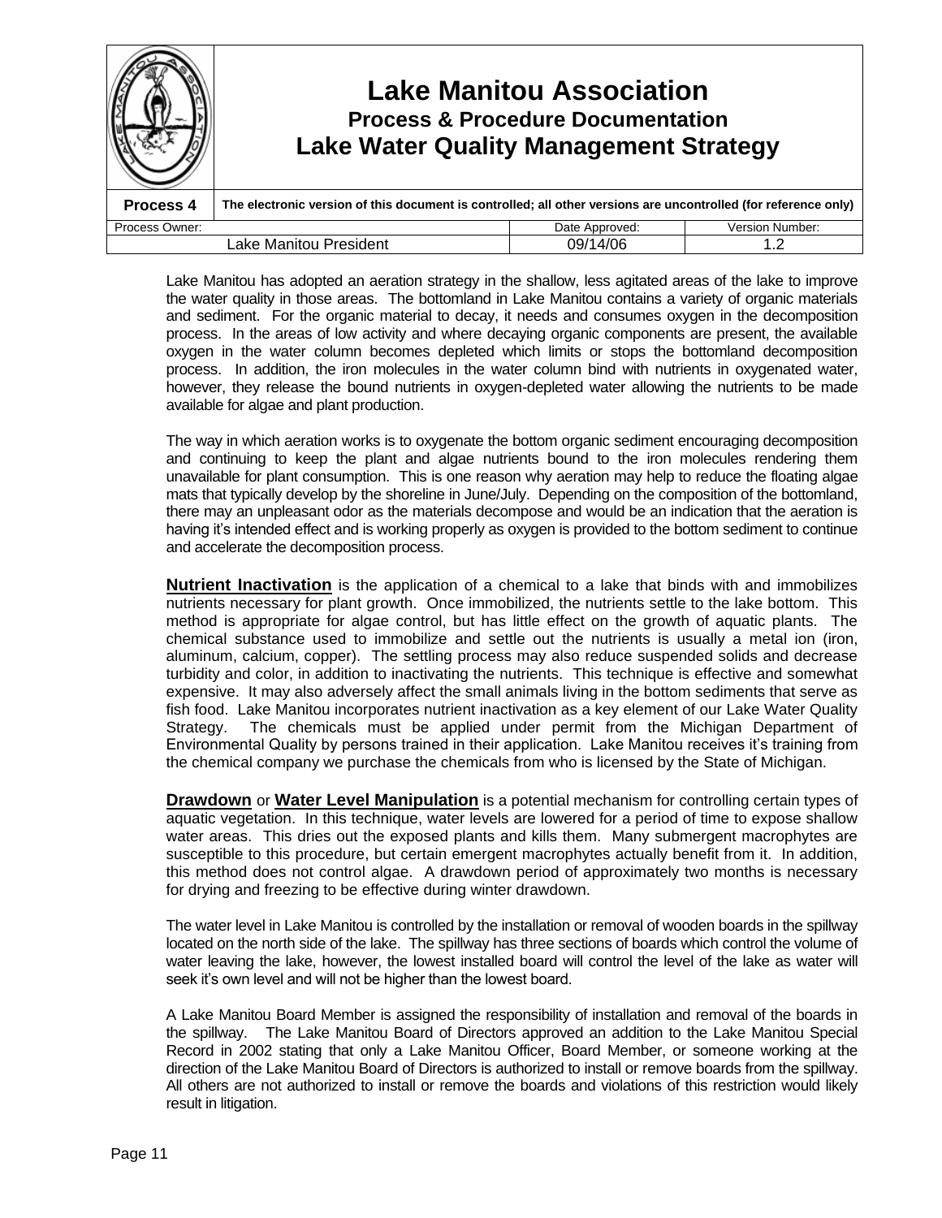# Lake Manitou Association

## Process & Procedure Documentation

## Lake Water Quality Management Strategy

| Process 4 | The electronic version of this document is controlled; all other versions are uncontrolled (for reference only) | |
|---|---|---|
| Process Owner: | Date Approved: | Version Number: |
| Lake Manitou President | 09/14/06 | 1.2 |

Lake Manitou has adopted an aeration strategy in the shallow, less agitated areas of the lake to improve the water quality in those areas. The bottomland in Lake Manitou contains a variety of organic materials and sediment. For the organic material to decay, it needs and consumes oxygen in the decomposition process. In the areas of low activity and where decaying organic components are present, the available oxygen in the water column becomes depleted which limits or stops the bottomland decomposition process. In addition, the iron molecules in the water column bind with nutrients in oxygenated water, however, they release the bound nutrients in oxygen-depleted water allowing the nutrients to be made available for algae and plant production.

The way in which aeration works is to oxygenate the bottom organic sediment encouraging decomposition and continuing to keep the plant and algae nutrients bound to the iron molecules rendering them unavailable for plant consumption. This is one reason why aeration may help to reduce the floating algae mats that typically develop by the shoreline in June/July. Depending on the composition of the bottomland, there may an unpleasant odor as the materials decompose and would be an indication that the aeration is having it's intended effect and is working properly as oxygen is provided to the bottom sediment to continue and accelerate the decomposition process.

**Nutrient Inactivation** is the application of a chemical to a lake that binds with and immobilizes nutrients necessary for plant growth. Once immobilized, the nutrients settle to the lake bottom. This method is appropriate for algae control, but has little effect on the growth of aquatic plants. The chemical substance used to immobilize and settle out the nutrients is usually a metal ion (iron, aluminum, calcium, copper). The settling process may also reduce suspended solids and decrease turbidity and color, in addition to inactivating the nutrients. This technique is effective and somewhat expensive. It may also adversely affect the small animals living in the bottom sediments that serve as fish food. Lake Manitou incorporates nutrient inactivation as a key element of our Lake Water Quality Strategy. The chemicals must be applied under permit from the Michigan Department of Environmental Quality by persons trained in their application. Lake Manitou receives it's training from the chemical company we purchase the chemicals from who is licensed by the State of Michigan.

**Drawdown** or **Water Level Manipulation** is a potential mechanism for controlling certain types of aquatic vegetation. In this technique, water levels are lowered for a period of time to expose shallow water areas. This dries out the exposed plants and kills them. Many submergent macrophytes are susceptible to this procedure, but certain emergent macrophytes actually benefit from it. In addition, this method does not control algae. A drawdown period of approximately two months is necessary for drying and freezing to be effective during winter drawdown.

The water level in Lake Manitou is controlled by the installation or removal of wooden boards in the spillway located on the north side of the lake. The spillway has three sections of boards which control the volume of water leaving the lake, however, the lowest installed board will control the level of the lake as water will seek it's own level and will not be higher than the lowest board.

A Lake Manitou Board Member is assigned the responsibility of installation and removal of the boards in the spillway. The Lake Manitou Board of Directors approved an addition to the Lake Manitou Special Record in 2002 stating that only a Lake Manitou Officer, Board Member, or someone working at the direction of the Lake Manitou Board of Directors is authorized to install or remove boards from the spillway. All others are not authorized to install or remove the boards and violations of this restriction would likely result in litigation.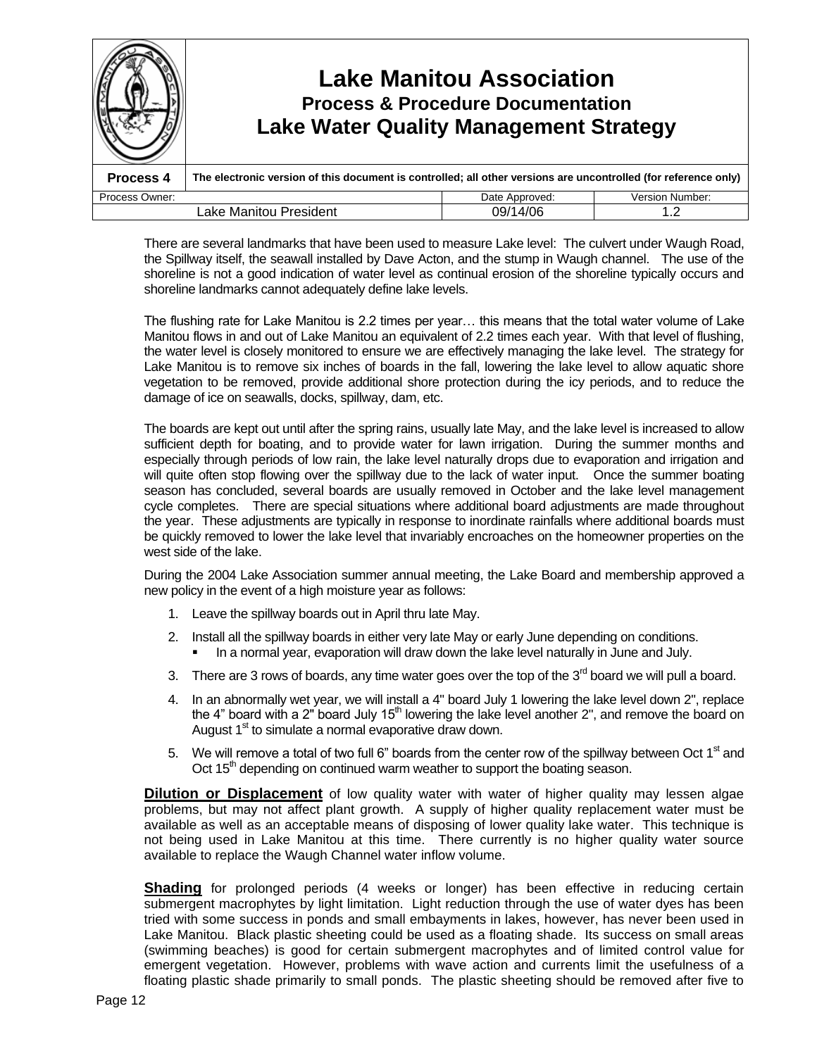There are several landmarks that have been used to measure Lake level: The culvert under Waugh Road, the Spillway itself, the seawall installed by Dave Acton, and the stump in Waugh channel. The use of the shoreline is not a good indication of water level as continual erosion of the shoreline typically occurs and shoreline landmarks cannot adequately define lake levels.

The flushing rate for Lake Manitou is 2.2 times per year… this means that the total water volume of Lake Manitou flows in and out of Lake Manitou an equivalent of 2.2 times each year. With that level of flushing, the water level is closely monitored to ensure we are effectively managing the lake level. The strategy for Lake Manitou is to remove six inches of boards in the fall, lowering the lake level to allow aquatic shore vegetation to be removed, provide additional shore protection during the icy periods, and to reduce the damage of ice on seawalls, docks, spillway, dam, etc.

The boards are kept out until after the spring rains, usually late May, and the lake level is increased to allow sufficient depth for boating, and to provide water for lawn irrigation. During the summer months and especially through periods of low rain, the lake level naturally drops due to evaporation and irrigation and will quite often stop flowing over the spillway due to the lack of water input. Once the summer boating season has concluded, several boards are usually removed in October and the lake level management cycle completes. There are special situations where additional board adjustments are made throughout the year. These adjustments are typically in response to inordinate rainfalls where additional boards must be quickly removed to lower the lake level that invariably encroaches on the homeowner properties on the west side of the lake.

During the 2004 Lake Association summer annual meeting, the Lake Board and membership approved a new policy in the event of a high moisture year as follows:

1. Leave the spillway boards out in April thru late May.
2. Install all the spillway boards in either very late May or early June depending on conditions.
   - In a normal year, evaporation will draw down the lake level naturally in June and July.
3. There are 3 rows of boards, any time water goes over the top of the 3rd board we will pull a board.
4. In an abnormally wet year, we will install a 4" board July 1 lowering the lake level down 2", replace the 4" board with a 2" board July 15th lowering the lake level another 2", and remove the board on August 1st to simulate a normal evaporative draw down.
5. We will remove a total of two full 6" boards from the center row of the spillway between Oct 1st and Oct 15th depending on continued warm weather to support the boating season.

**Dilution or Displacement** of low quality water with water of higher quality may lessen algae problems, but may not affect plant growth. A supply of higher quality replacement water must be available as well as an acceptable means of disposing of lower quality lake water. This technique is not being used in Lake Manitou at this time. There currently is no higher quality water source available to replace the Waugh Channel water inflow volume.

**Shading** for prolonged periods (4 weeks or longer) has been effective in reducing certain submergent macrophytes by light limitation. Light reduction through the use of water dyes has been tried with some success in ponds and small embayments in lakes, however, has never been used in Lake Manitou. Black plastic sheeting could be used as a floating shade. Its success on small areas (swimming beaches) is good for certain submergent macrophytes and of limited control value for emergent vegetation. However, problems with wave action and currents limit the usefulness of a floating plastic shade primarily to small ponds. The plastic sheeting should be removed after five to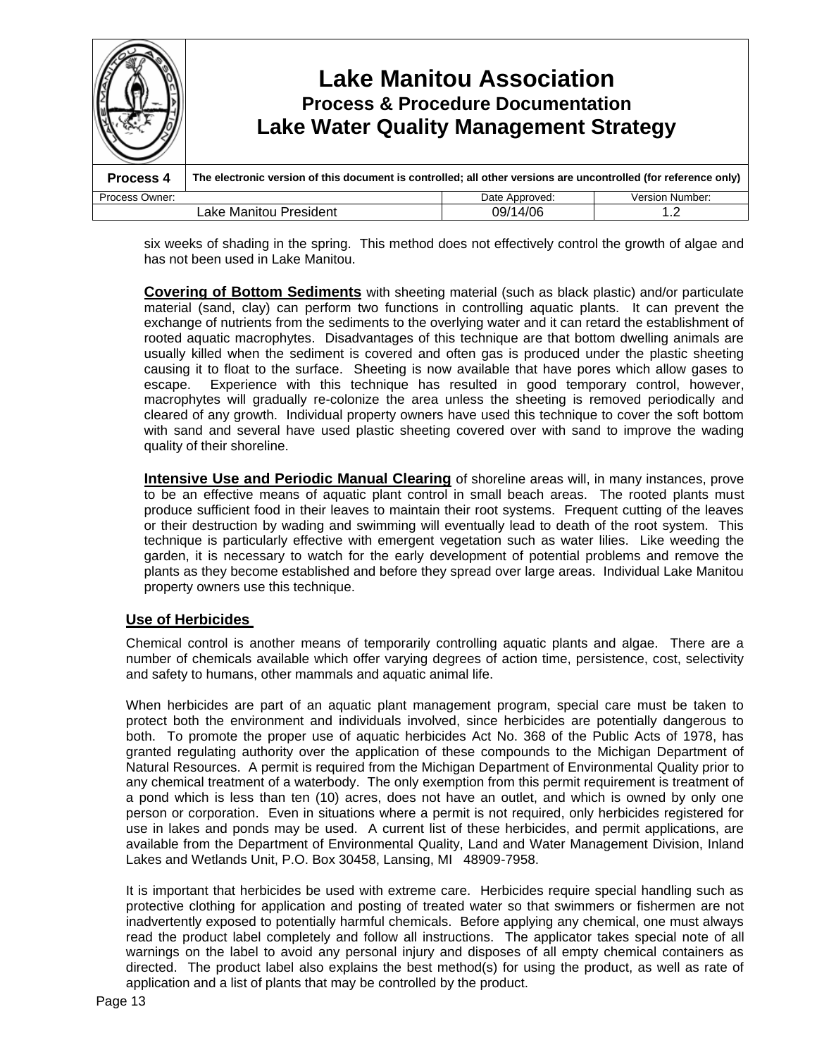six weeks of shading in the spring. This method does not effectively control the growth of algae and has not been used in Lake Manitou.

**Covering of Bottom Sediments** with sheeting material (such as black plastic) and/or particulate material (sand, clay) can perform two functions in controlling aquatic plants. It can prevent the exchange of nutrients from the sediments to the overlying water and it can retard the establishment of rooted aquatic macrophytes. Disadvantages of this technique are that bottom dwelling animals are usually killed when the sediment is covered and often gas is produced under the plastic sheeting causing it to float to the surface. Sheeting is now available that have pores which allow gases to escape. Experience with this technique has resulted in good temporary control, however, macrophytes will gradually re-colonize the area unless the sheeting is removed periodically and cleared of any growth. Individual property owners have used this technique to cover the soft bottom with sand and several have used plastic sheeting covered over with sand to improve the wading quality of their shoreline.

**Intensive Use and Periodic Manual Clearing** of shoreline areas will, in many instances, prove to be an effective means of aquatic plant control in small beach areas. The rooted plants must produce sufficient food in their leaves to maintain their root systems. Frequent cutting of the leaves or their destruction by wading and swimming will eventually lead to death of the root system. This technique is particularly effective with emergent vegetation such as water lilies. Like weeding the garden, it is necessary to watch for the early development of potential problems and remove the plants as they become established and before they spread over large areas. Individual Lake Manitou property owners use this technique.

## Use of Herbicides

Chemical control is another means of temporarily controlling aquatic plants and algae. There are a number of chemicals available which offer varying degrees of action time, persistence, cost, selectivity and safety to humans, other mammals and aquatic animal life.

When herbicides are part of an aquatic plant management program, special care must be taken to protect both the environment and individuals involved, since herbicides are potentially dangerous to both. To promote the proper use of aquatic herbicides Act No. 368 of the Public Acts of 1978, has granted regulating authority over the application of these compounds to the Michigan Department of Natural Resources. A permit is required from the Michigan Department of Environmental Quality prior to any chemical treatment of a waterbody. The only exemption from this permit requirement is treatment of a pond which is less than ten (10) acres, does not have an outlet, and which is owned by only one person or corporation. Even in situations where a permit is not required, only herbicides registered for use in lakes and ponds may be used. A current list of these herbicides, and permit applications, are available from the Department of Environmental Quality, Land and Water Management Division, Inland Lakes and Wetlands Unit, P.O. Box 30458, Lansing, MI 48909-7958.

It is important that herbicides be used with extreme care. Herbicides require special handling such as protective clothing for application and posting of treated water so that swimmers or fishermen are not inadvertently exposed to potentially harmful chemicals. Before applying any chemical, one must always read the product label completely and follow all instructions. The applicator takes special note of all warnings on the label to avoid any personal injury and disposes of all empty chemical containers as directed. The product label also explains the best method(s) for using the product, as well as rate of application and a list of plants that may be controlled by the product.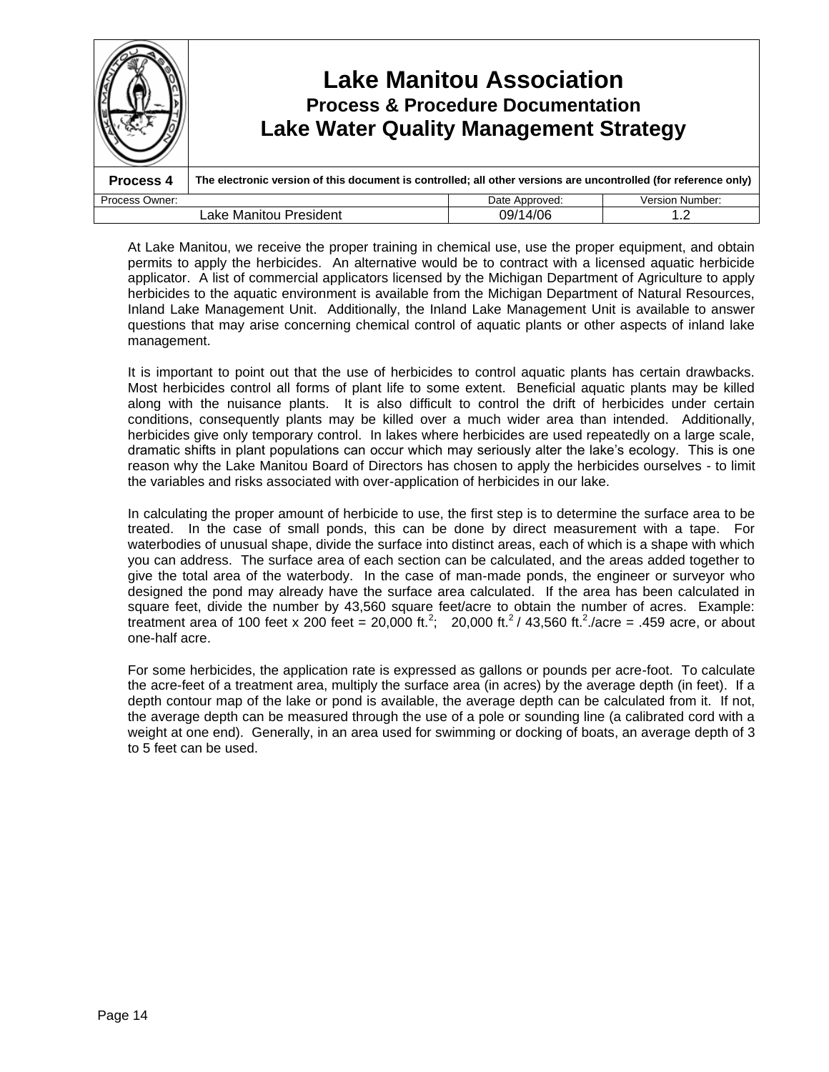At Lake Manitou, we receive the proper training in chemical use, use the proper equipment, and obtain permits to apply the herbicides. An alternative would be to contract with a licensed aquatic herbicide applicator. A list of commercial applicators licensed by the Michigan Department of Agriculture to apply herbicides to the aquatic environment is available from the Michigan Department of Natural Resources, Inland Lake Management Unit. Additionally, the Inland Lake Management Unit is available to answer questions that may arise concerning chemical control of aquatic plants or other aspects of inland lake management.

It is important to point out that the use of herbicides to control aquatic plants has certain drawbacks. Most herbicides control all forms of plant life to some extent. Beneficial aquatic plants may be killed along with the nuisance plants. It is also difficult to control the drift of herbicides under certain conditions, consequently plants may be killed over a much wider area than intended. Additionally, herbicides give only temporary control. In lakes where herbicides are used repeatedly on a large scale, dramatic shifts in plant populations can occur which may seriously alter the lake's ecology. This is one reason why the Lake Manitou Board of Directors has chosen to apply the herbicides ourselves - to limit the variables and risks associated with over-application of herbicides in our lake.

In calculating the proper amount of herbicide to use, the first step is to determine the surface area to be treated. In the case of small ponds, this can be done by direct measurement with a tape. For waterbodies of unusual shape, divide the surface into distinct areas, each of which is a shape with which you can address. The surface area of each section can be calculated, and the areas added together to give the total area of the waterbody. In the case of man-made ponds, the engineer or surveyor who designed the pond may already have the surface area calculated. If the area has been calculated in square feet, divide the number by 43,560 square feet/acre to obtain the number of acres. Example: treatment area of 100 feet x 200 feet = 20,000 ft.$^2$; 20,000 ft.$^2$ / 43,560 ft.$^2$./acre = .459 acre, or about one-half acre.

For some herbicides, the application rate is expressed as gallons or pounds per acre-foot. To calculate the acre-feet of a treatment area, multiply the surface area (in acres) by the average depth (in feet). If a depth contour map of the lake or pond is available, the average depth can be calculated from it. If not, the average depth can be measured through the use of a pole or sounding line (a calibrated cord with a weight at one end). Generally, in an area used for swimming or docking of boats, an average depth of 3 to 5 feet can be used.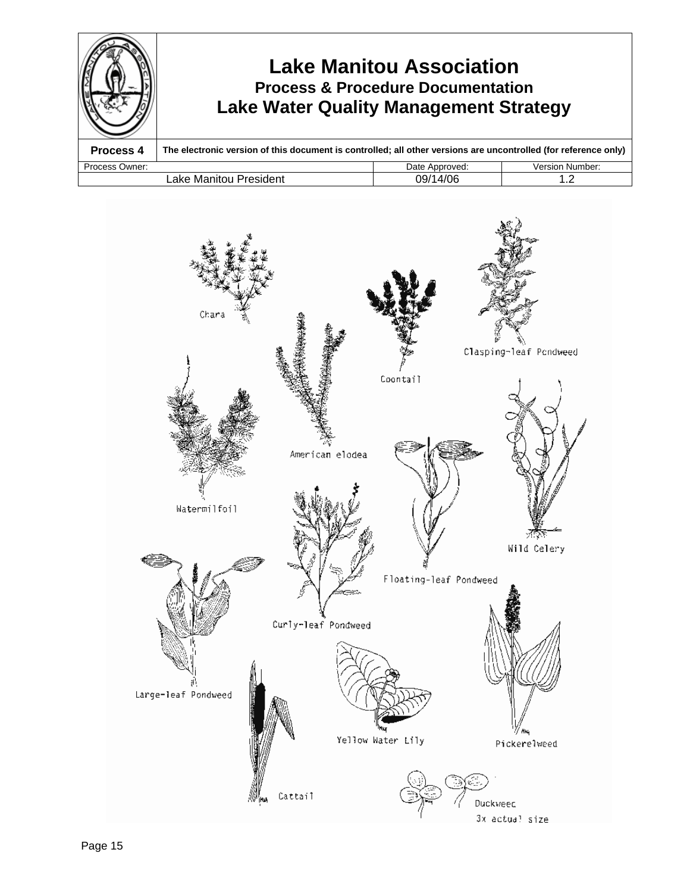Chara

Coontail

Clasping-leaf Pondweed

American elodea

Watermilfoil

Wild Celery

Floating-leaf Pondweed

Curly-leaf Pondweed

Large-leaf Pondweed

Yellow Water Lily

Pickerelweed

Cattail

Duckweed
3x actual size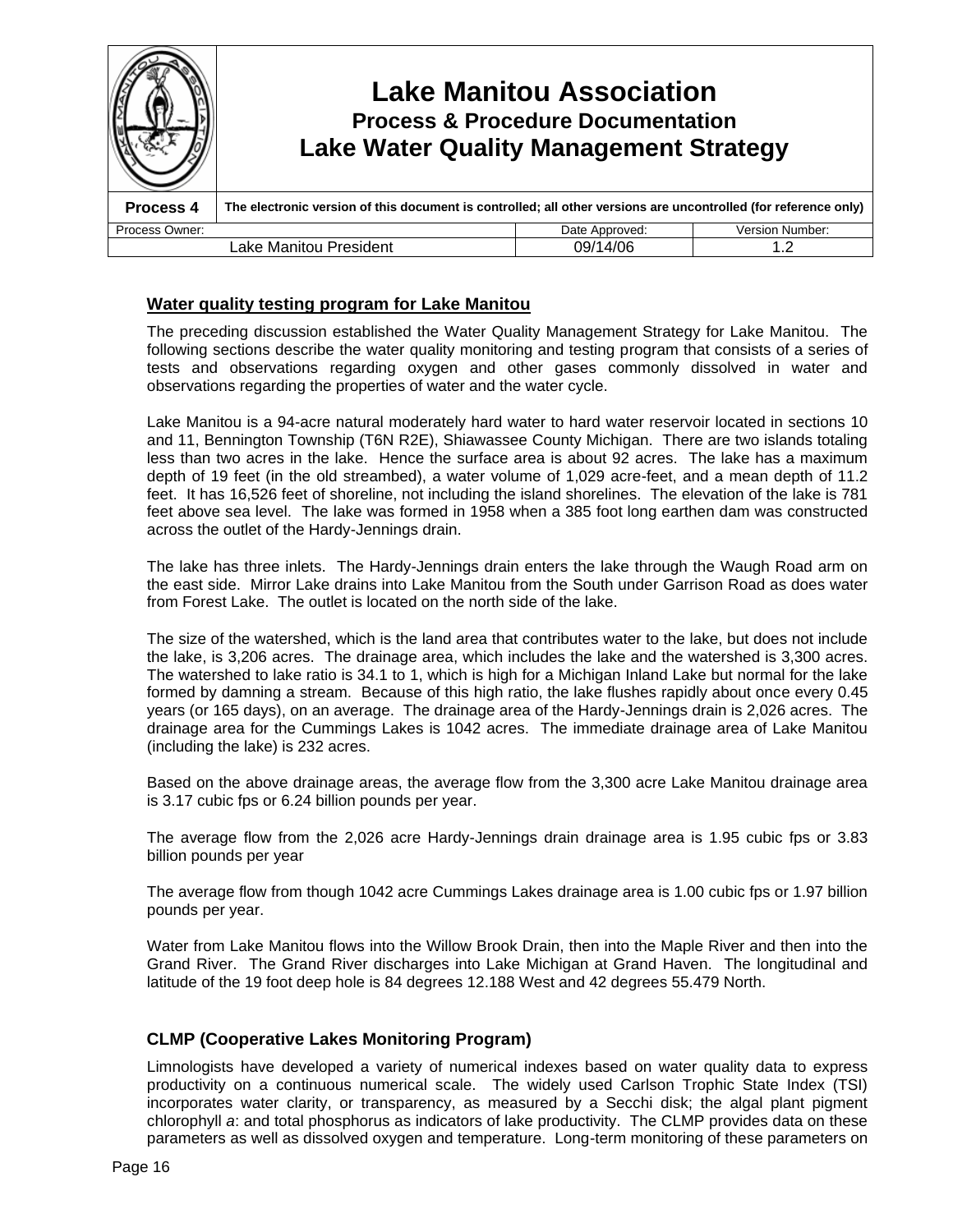## Water quality testing program for Lake Manitou

The preceding discussion established the Water Quality Management Strategy for Lake Manitou. The following sections describe the water quality monitoring and testing program that consists of a series of tests and observations regarding oxygen and other gases commonly dissolved in water and observations regarding the properties of water and the water cycle.

Lake Manitou is a 94-acre natural moderately hard water to hard water reservoir located in sections 10 and 11, Bennington Township (T6N R2E), Shiawassee County Michigan. There are two islands totaling less than two acres in the lake. Hence the surface area is about 92 acres. The lake has a maximum depth of 19 feet (in the old streambed), a water volume of 1,029 acre-feet, and a mean depth of 11.2 feet. It has 16,526 feet of shoreline, not including the island shorelines. The elevation of the lake is 781 feet above sea level. The lake was formed in 1958 when a 385 foot long earthen dam was constructed across the outlet of the Hardy-Jennings drain.

The lake has three inlets. The Hardy-Jennings drain enters the lake through the Waugh Road arm on the east side. Mirror Lake drains into Lake Manitou from the South under Garrison Road as does water from Forest Lake. The outlet is located on the north side of the lake.

The size of the watershed, which is the land area that contributes water to the lake, but does not include the lake, is 3,206 acres. The drainage area, which includes the lake and the watershed is 3,300 acres. The watershed to lake ratio is 34.1 to 1, which is high for a Michigan Inland Lake but normal for the lake formed by damning a stream. Because of this high ratio, the lake flushes rapidly about once every 0.45 years (or 165 days), on an average. The drainage area of the Hardy-Jennings drain is 2,026 acres. The drainage area for the Cummings Lakes is 1042 acres. The immediate drainage area of Lake Manitou (including the lake) is 232 acres.

Based on the above drainage areas, the average flow from the 3,300 acre Lake Manitou drainage area is 3.17 cubic fps or 6.24 billion pounds per year.

The average flow from the 2,026 acre Hardy-Jennings drain drainage area is 1.95 cubic fps or 3.83 billion pounds per year

The average flow from though 1042 acre Cummings Lakes drainage area is 1.00 cubic fps or 1.97 billion pounds per year.

Water from Lake Manitou flows into the Willow Brook Drain, then into the Maple River and then into the Grand River. The Grand River discharges into Lake Michigan at Grand Haven. The longitudinal and latitude of the 19 foot deep hole is 84 degrees 12.188 West and 42 degrees 55.479 North.

## CLMP (Cooperative Lakes Monitoring Program)

Limnologists have developed a variety of numerical indexes based on water quality data to express productivity on a continuous numerical scale. The widely used Carlson Trophic State Index (TSI) incorporates water clarity, or transparency, as measured by a Secchi disk; the algal plant pigment chlorophyll *a*: and total phosphorus as indicators of lake productivity. The CLMP provides data on these parameters as well as dissolved oxygen and temperature. Long-term monitoring of these parameters on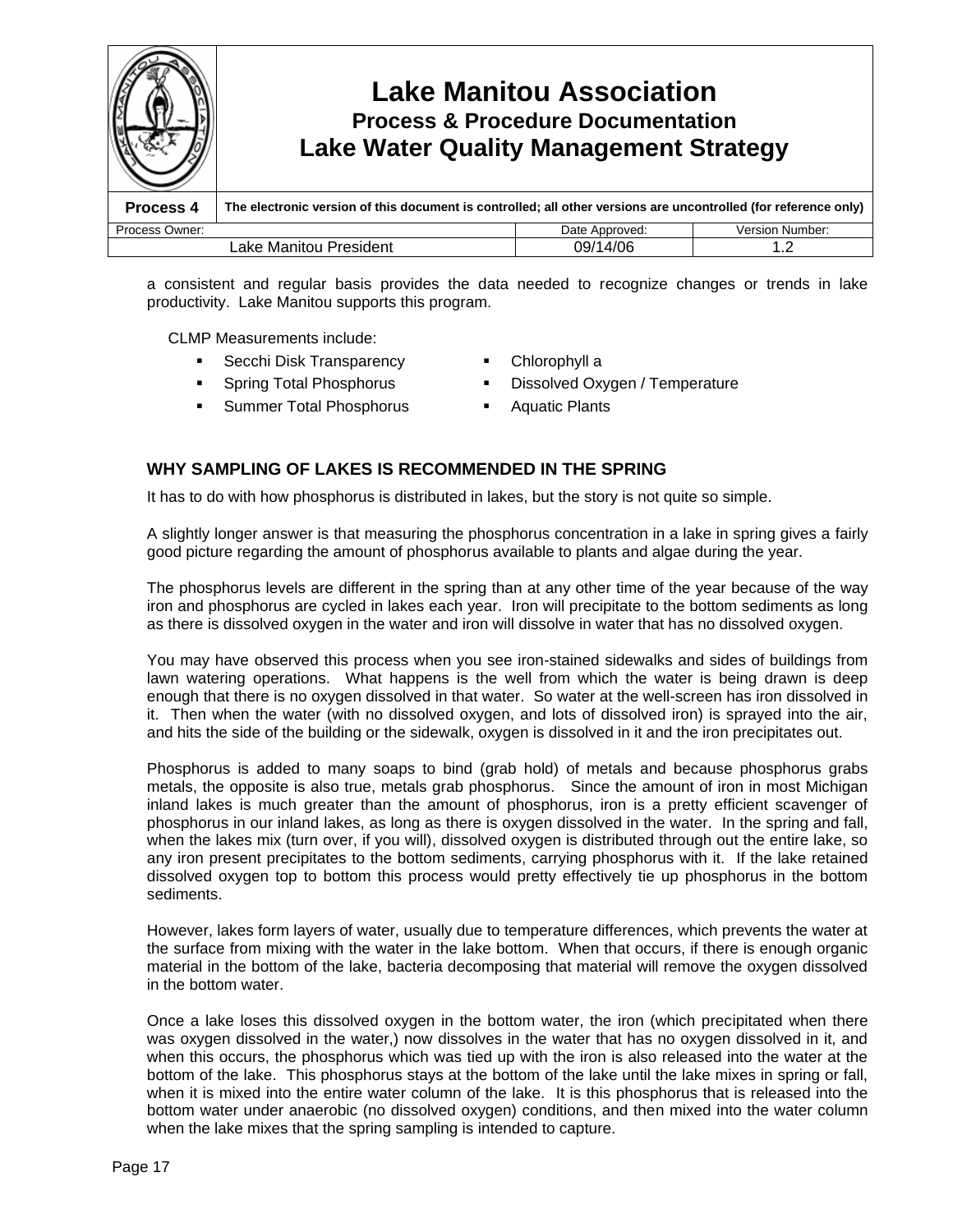a consistent and regular basis provides the data needed to recognize changes or trends in lake productivity. Lake Manitou supports this program.

CLMP Measurements include:

- Secchi Disk Transparency
- Spring Total Phosphorus
- Summer Total Phosphorus
- Chlorophyll a
- Dissolved Oxygen / Temperature
- Aquatic Plants

### WHY SAMPLING OF LAKES IS RECOMMENDED IN THE SPRING

It has to do with how phosphorus is distributed in lakes, but the story is not quite so simple.

A slightly longer answer is that measuring the phosphorus concentration in a lake in spring gives a fairly good picture regarding the amount of phosphorus available to plants and algae during the year.

The phosphorus levels are different in the spring than at any other time of the year because of the way iron and phosphorus are cycled in lakes each year. Iron will precipitate to the bottom sediments as long as there is dissolved oxygen in the water and iron will dissolve in water that has no dissolved oxygen.

You may have observed this process when you see iron-stained sidewalks and sides of buildings from lawn watering operations. What happens is the well from which the water is being drawn is deep enough that there is no oxygen dissolved in that water. So water at the well-screen has iron dissolved in it. Then when the water (with no dissolved oxygen, and lots of dissolved iron) is sprayed into the air, and hits the side of the building or the sidewalk, oxygen is dissolved in it and the iron precipitates out.

Phosphorus is added to many soaps to bind (grab hold) of metals and because phosphorus grabs metals, the opposite is also true, metals grab phosphorus. Since the amount of iron in most Michigan inland lakes is much greater than the amount of phosphorus, iron is a pretty efficient scavenger of phosphorus in our inland lakes, as long as there is oxygen dissolved in the water. In the spring and fall, when the lakes mix (turn over, if you will), dissolved oxygen is distributed through out the entire lake, so any iron present precipitates to the bottom sediments, carrying phosphorus with it. If the lake retained dissolved oxygen top to bottom this process would pretty effectively tie up phosphorus in the bottom sediments.

However, lakes form layers of water, usually due to temperature differences, which prevents the water at the surface from mixing with the water in the lake bottom. When that occurs, if there is enough organic material in the bottom of the lake, bacteria decomposing that material will remove the oxygen dissolved in the bottom water.

Once a lake loses this dissolved oxygen in the bottom water, the iron (which precipitated when there was oxygen dissolved in the water,) now dissolves in the water that has no oxygen dissolved in it, and when this occurs, the phosphorus which was tied up with the iron is also released into the water at the bottom of the lake. This phosphorus stays at the bottom of the lake until the lake mixes in spring or fall, when it is mixed into the entire water column of the lake. It is this phosphorus that is released into the bottom water under anaerobic (no dissolved oxygen) conditions, and then mixed into the water column when the lake mixes that the spring sampling is intended to capture.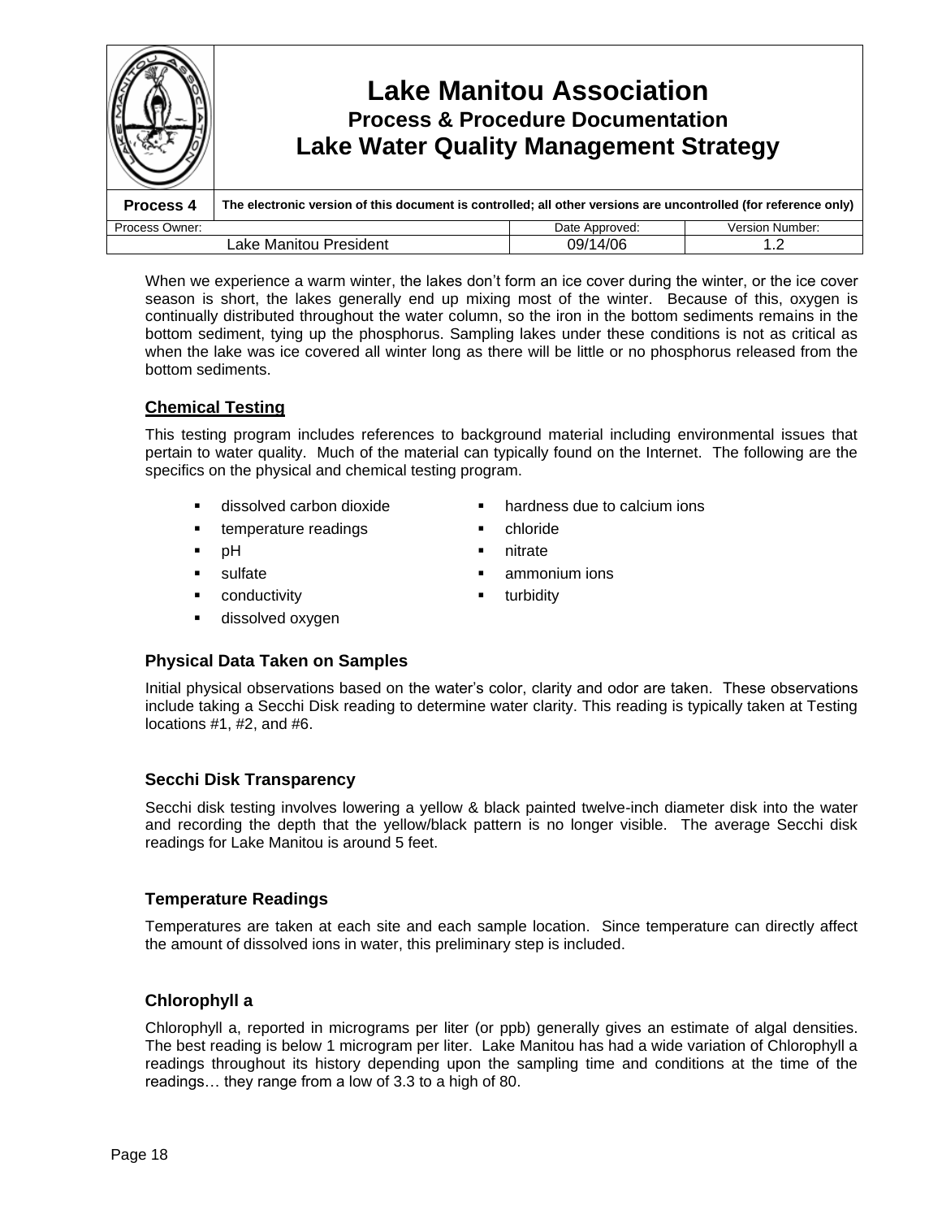When we experience a warm winter, the lakes don't form an ice cover during the winter, or the ice cover season is short, the lakes generally end up mixing most of the winter. Because of this, oxygen is continually distributed throughout the water column, so the iron in the bottom sediments remains in the bottom sediment, tying up the phosphorus. Sampling lakes under these conditions is not as critical as when the lake was ice covered all winter long as there will be little or no phosphorus released from the bottom sediments.

## Chemical Testing

This testing program includes references to background material including environmental issues that pertain to water quality. Much of the material can typically found on the Internet. The following are the specifics on the physical and chemical testing program.

- dissolved carbon dioxide
- temperature readings
- pH
- sulfate
- conductivity
- dissolved oxygen
- hardness due to calcium ions
- chloride
- nitrate
- ammonium ions
- turbidity

### Physical Data Taken on Samples

Initial physical observations based on the water's color, clarity and odor are taken. These observations include taking a Secchi Disk reading to determine water clarity. This reading is typically taken at Testing locations #1, #2, and #6.

### Secchi Disk Transparency

Secchi disk testing involves lowering a yellow & black painted twelve-inch diameter disk into the water and recording the depth that the yellow/black pattern is no longer visible. The average Secchi disk readings for Lake Manitou is around 5 feet.

### Temperature Readings

Temperatures are taken at each site and each sample location. Since temperature can directly affect the amount of dissolved ions in water, this preliminary step is included.

### Chlorophyll a

Chlorophyll a, reported in micrograms per liter (or ppb) generally gives an estimate of algal densities. The best reading is below 1 microgram per liter. Lake Manitou has had a wide variation of Chlorophyll a readings throughout its history depending upon the sampling time and conditions at the time of the readings… they range from a low of 3.3 to a high of 80.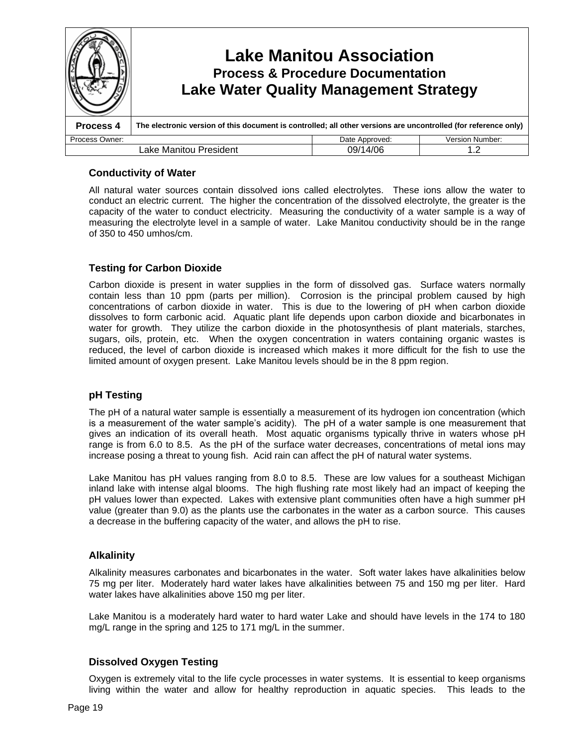## Conductivity of Water

All natural water sources contain dissolved ions called electrolytes. These ions allow the water to conduct an electric current. The higher the concentration of the dissolved electrolyte, the greater is the capacity of the water to conduct electricity. Measuring the conductivity of a water sample is a way of measuring the electrolyte level in a sample of water. Lake Manitou conductivity should be in the range of 350 to 450 umhos/cm.

## Testing for Carbon Dioxide

Carbon dioxide is present in water supplies in the form of dissolved gas. Surface waters normally contain less than 10 ppm (parts per million). Corrosion is the principal problem caused by high concentrations of carbon dioxide in water. This is due to the lowering of pH when carbon dioxide dissolves to form carbonic acid. Aquatic plant life depends upon carbon dioxide and bicarbonates in water for growth. They utilize the carbon dioxide in the photosynthesis of plant materials, starches, sugars, oils, protein, etc. When the oxygen concentration in waters containing organic wastes is reduced, the level of carbon dioxide is increased which makes it more difficult for the fish to use the limited amount of oxygen present. Lake Manitou levels should be in the 8 ppm region.

## pH Testing

The pH of a natural water sample is essentially a measurement of its hydrogen ion concentration (which is a measurement of the water sample's acidity). The pH of a water sample is one measurement that gives an indication of its overall heath. Most aquatic organisms typically thrive in waters whose pH range is from 6.0 to 8.5. As the pH of the surface water decreases, concentrations of metal ions may increase posing a threat to young fish. Acid rain can affect the pH of natural water systems.

Lake Manitou has pH values ranging from 8.0 to 8.5. These are low values for a southeast Michigan inland lake with intense algal blooms. The high flushing rate most likely had an impact of keeping the pH values lower than expected. Lakes with extensive plant communities often have a high summer pH value (greater than 9.0) as the plants use the carbonates in the water as a carbon source. This causes a decrease in the buffering capacity of the water, and allows the pH to rise.

## Alkalinity

Alkalinity measures carbonates and bicarbonates in the water. Soft water lakes have alkalinities below 75 mg per liter. Moderately hard water lakes have alkalinities between 75 and 150 mg per liter. Hard water lakes have alkalinities above 150 mg per liter.

Lake Manitou is a moderately hard water to hard water Lake and should have levels in the 174 to 180 mg/L range in the spring and 125 to 171 mg/L in the summer.

## Dissolved Oxygen Testing

Oxygen is extremely vital to the life cycle processes in water systems. It is essential to keep organisms living within the water and allow for healthy reproduction in aquatic species. This leads to the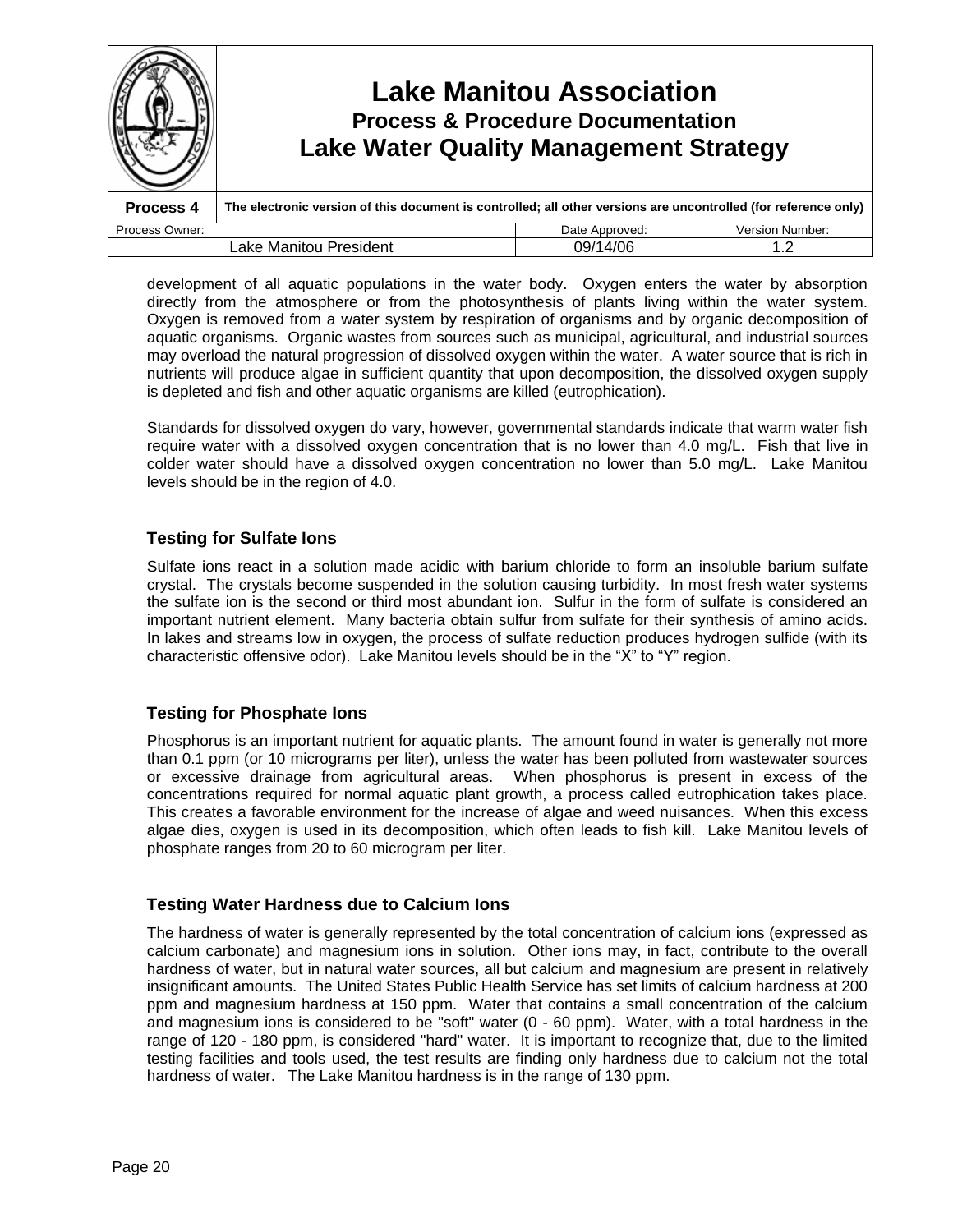development of all aquatic populations in the water body. Oxygen enters the water by absorption directly from the atmosphere or from the photosynthesis of plants living within the water system. Oxygen is removed from a water system by respiration of organisms and by organic decomposition of aquatic organisms. Organic wastes from sources such as municipal, agricultural, and industrial sources may overload the natural progression of dissolved oxygen within the water. A water source that is rich in nutrients will produce algae in sufficient quantity that upon decomposition, the dissolved oxygen supply is depleted and fish and other aquatic organisms are killed (eutrophication).

Standards for dissolved oxygen do vary, however, governmental standards indicate that warm water fish require water with a dissolved oxygen concentration that is no lower than 4.0 mg/L. Fish that live in colder water should have a dissolved oxygen concentration no lower than 5.0 mg/L. Lake Manitou levels should be in the region of 4.0.

### Testing for Sulfate Ions

Sulfate ions react in a solution made acidic with barium chloride to form an insoluble barium sulfate crystal. The crystals become suspended in the solution causing turbidity. In most fresh water systems the sulfate ion is the second or third most abundant ion. Sulfur in the form of sulfate is considered an important nutrient element. Many bacteria obtain sulfur from sulfate for their synthesis of amino acids. In lakes and streams low in oxygen, the process of sulfate reduction produces hydrogen sulfide (with its characteristic offensive odor). Lake Manitou levels should be in the "X" to "Y" region.

### Testing for Phosphate Ions

Phosphorus is an important nutrient for aquatic plants. The amount found in water is generally not more than 0.1 ppm (or 10 micrograms per liter), unless the water has been polluted from wastewater sources or excessive drainage from agricultural areas. When phosphorus is present in excess of the concentrations required for normal aquatic plant growth, a process called eutrophication takes place. This creates a favorable environment for the increase of algae and weed nuisances. When this excess algae dies, oxygen is used in its decomposition, which often leads to fish kill. Lake Manitou levels of phosphate ranges from 20 to 60 microgram per liter.

### Testing Water Hardness due to Calcium Ions

The hardness of water is generally represented by the total concentration of calcium ions (expressed as calcium carbonate) and magnesium ions in solution. Other ions may, in fact, contribute to the overall hardness of water, but in natural water sources, all but calcium and magnesium are present in relatively insignificant amounts. The United States Public Health Service has set limits of calcium hardness at 200 ppm and magnesium hardness at 150 ppm. Water that contains a small concentration of the calcium and magnesium ions is considered to be "soft" water (0 - 60 ppm). Water, with a total hardness in the range of 120 - 180 ppm, is considered "hard" water. It is important to recognize that, due to the limited testing facilities and tools used, the test results are finding only hardness due to calcium not the total hardness of water. The Lake Manitou hardness is in the range of 130 ppm.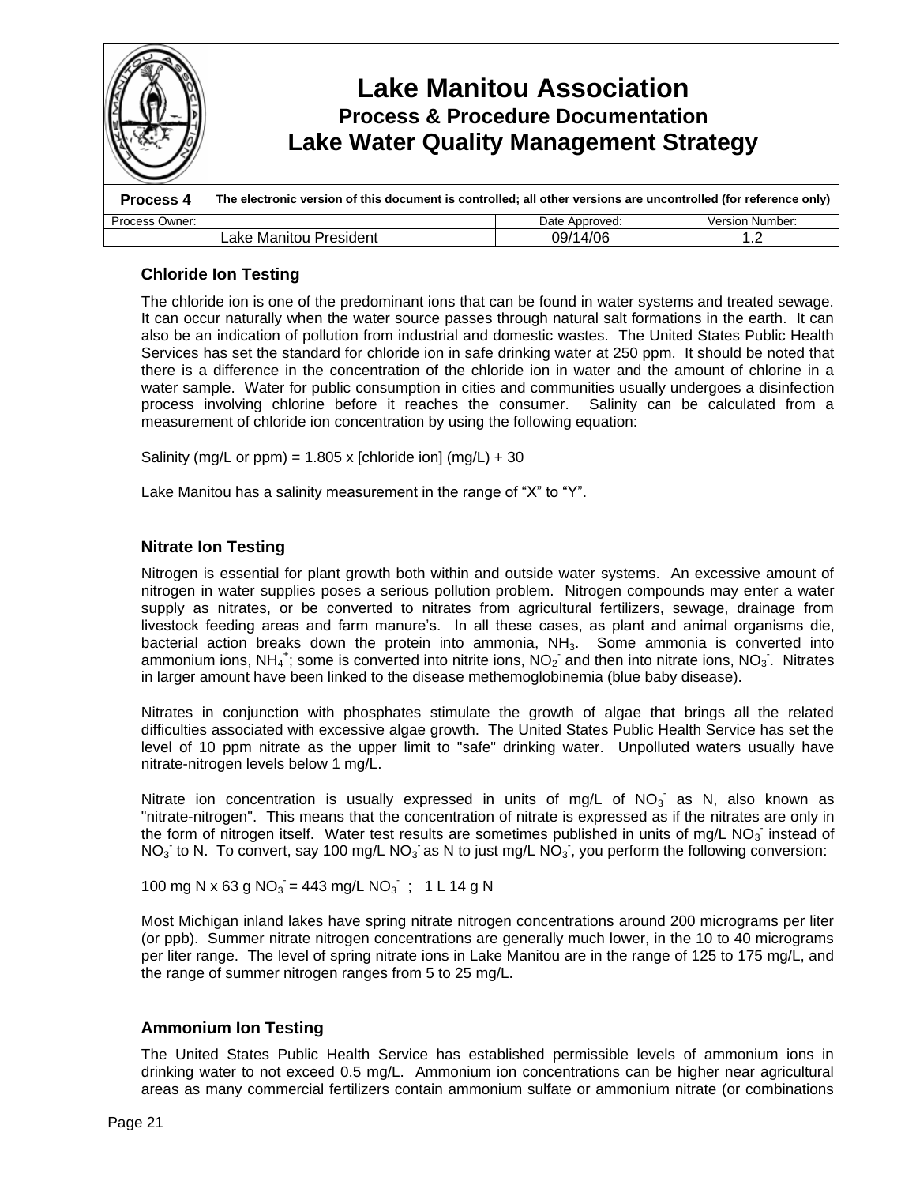## Chloride Ion Testing

The chloride ion is one of the predominant ions that can be found in water systems and treated sewage. It can occur naturally when the water source passes through natural salt formations in the earth. It can also be an indication of pollution from industrial and domestic wastes. The United States Public Health Services has set the standard for chloride ion in safe drinking water at 250 ppm. It should be noted that there is a difference in the concentration of the chloride ion in water and the amount of chlorine in a water sample. Water for public consumption in cities and communities usually undergoes a disinfection process involving chlorine before it reaches the consumer. Salinity can be calculated from a measurement of chloride ion concentration by using the following equation:

Salinity (mg/L or ppm) = 1.805 x [chloride ion] (mg/L) + 30

Lake Manitou has a salinity measurement in the range of "X" to "Y".

## Nitrate Ion Testing

Nitrogen is essential for plant growth both within and outside water systems. An excessive amount of nitrogen in water supplies poses a serious pollution problem. Nitrogen compounds may enter a water supply as nitrates, or be converted to nitrates from agricultural fertilizers, sewage, drainage from livestock feeding areas and farm manure's. In all these cases, as plant and animal organisms die, bacterial action breaks down the protein into ammonia, $NH_3$. Some ammonia is converted into ammonium ions, $NH_4^+$; some is converted into nitrite ions, $NO_2^-$ and then into nitrate ions, $NO_3^-$. Nitrates in larger amount have been linked to the disease methemoglobinemia (blue baby disease).

Nitrates in conjunction with phosphates stimulate the growth of algae that brings all the related difficulties associated with excessive algae growth. The United States Public Health Service has set the level of 10 ppm nitrate as the upper limit to "safe" drinking water. Unpolluted waters usually have nitrate-nitrogen levels below 1 mg/L.

Nitrate ion concentration is usually expressed in units of mg/L of $NO_3^-$ as N, also known as "nitrate-nitrogen". This means that the concentration of nitrate is expressed as if the nitrates are only in the form of nitrogen itself. Water test results are sometimes published in units of mg/L $NO_3^-$ instead of $NO_3^-$ to N. To convert, say 100 mg/L $NO_3^-$ as N to just mg/L $NO_3^-$, you perform the following conversion:

100 mg N x 63 g $NO_3^-$ = 443 mg/L $NO_3^-$ ; 1 L 14 g N

Most Michigan inland lakes have spring nitrate nitrogen concentrations around 200 micrograms per liter (or ppb). Summer nitrate nitrogen concentrations are generally much lower, in the 10 to 40 micrograms per liter range. The level of spring nitrate ions in Lake Manitou are in the range of 125 to 175 mg/L, and the range of summer nitrogen ranges from 5 to 25 mg/L.

## Ammonium Ion Testing

The United States Public Health Service has established permissible levels of ammonium ions in drinking water to not exceed 0.5 mg/L. Ammonium ion concentrations can be higher near agricultural areas as many commercial fertilizers contain ammonium sulfate or ammonium nitrate (or combinations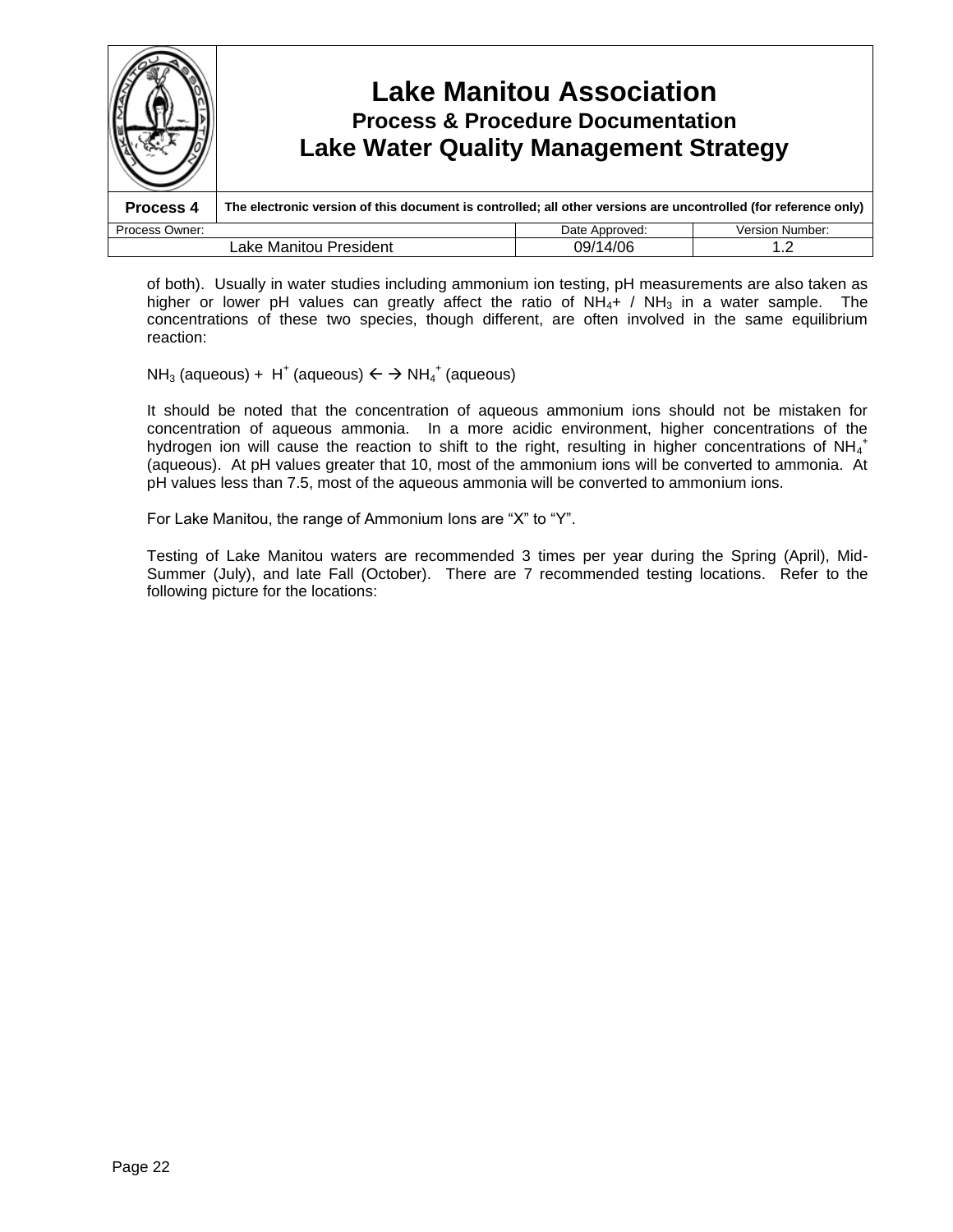of both). Usually in water studies including ammonium ion testing, pH measurements are also taken as higher or lower pH values can greatly affect the ratio of $NH_4$+ / $NH_3$ in a water sample. The concentrations of these two species, though different, are often involved in the same equilibrium reaction:

$NH_3$ (aqueous) + $H^+$ (aqueous) $\leftarrow \rightarrow$ $NH_4^+$ (aqueous)

It should be noted that the concentration of aqueous ammonium ions should not be mistaken for concentration of aqueous ammonia. In a more acidic environment, higher concentrations of the hydrogen ion will cause the reaction to shift to the right, resulting in higher concentrations of $NH_4^+$ (aqueous). At pH values greater that 10, most of the ammonium ions will be converted to ammonia. At pH values less than 7.5, most of the aqueous ammonia will be converted to ammonium ions.

For Lake Manitou, the range of Ammonium Ions are "X" to "Y".

Testing of Lake Manitou waters are recommended 3 times per year during the Spring (April), Mid-Summer (July), and late Fall (October). There are 7 recommended testing locations. Refer to the following picture for the locations: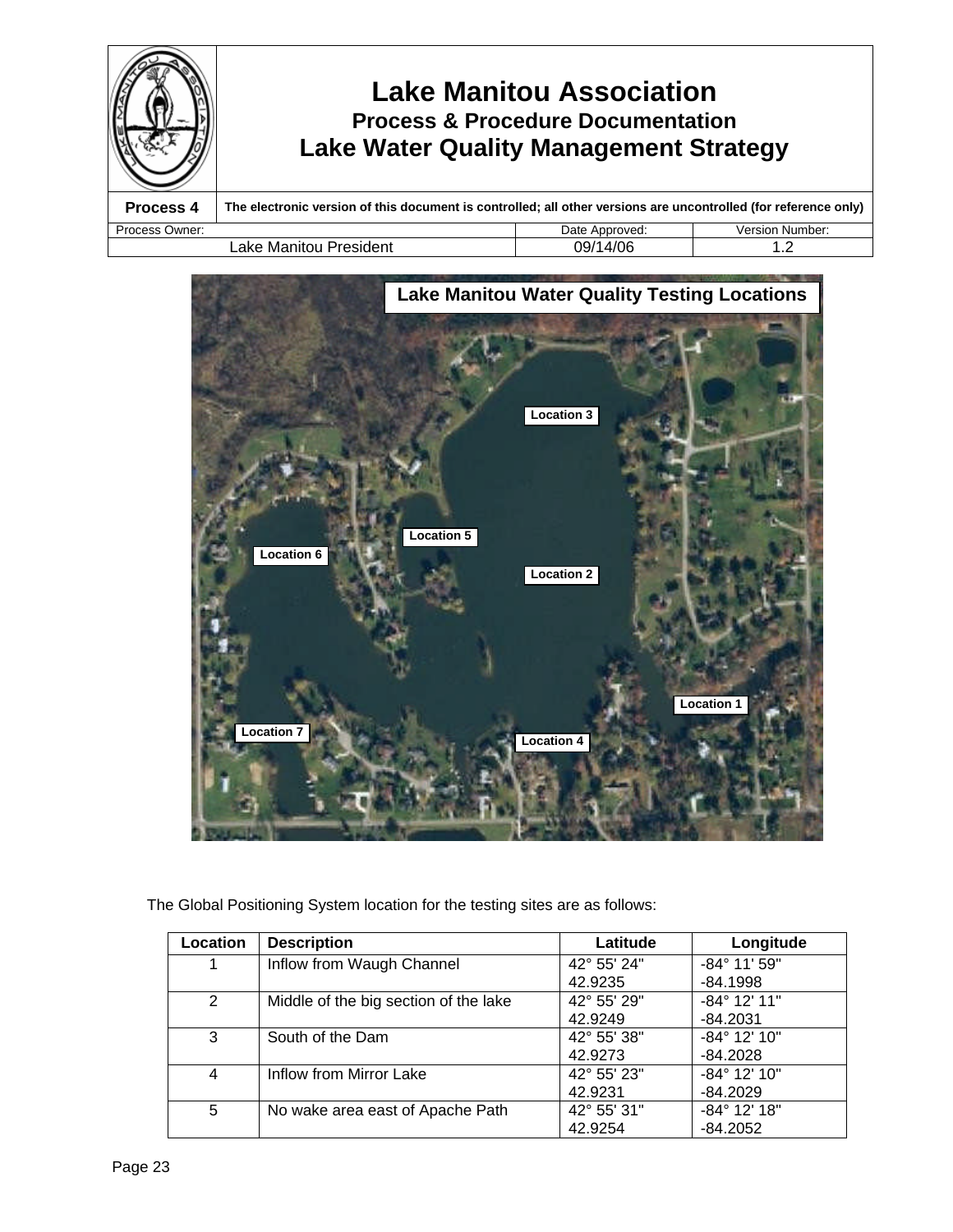# Lake Manitou Association
## Process & Procedure Documentation
## Lake Water Quality Management Strategy

| Process 4 | The electronic version of this document is controlled; all other versions are uncontrolled (for reference only) | |
|---|---|---|
| Process Owner: | Date Approved: | Version Number: |
| Lake Manitou President | 09/14/06 | 1.2 |

**Lake Manitou Water Quality Testing Locations**

Location 3

Location 5

Location 6

Location 2

Location 1

Location 7

Location 4

The Global Positioning System location for the testing sites are as follows:

| Location | Description | Latitude | Longitude |
|---|---|---|---|
| 1 | Inflow from Waugh Channel | 42° 55' 24" 42.9235 | -84° 11' 59" -84.1998 |
| 2 | Middle of the big section of the lake | 42° 55' 29" 42.9249 | -84° 12' 11" -84.2031 |
| 3 | South of the Dam | 42° 55' 38" 42.9273 | -84° 12' 10" -84.2028 |
| 4 | Inflow from Mirror Lake | 42° 55' 23" 42.9231 | -84° 12' 10" -84.2029 |
| 5 | No wake area east of Apache Path | 42° 55' 31" 42.9254 | -84° 12' 18" -84.2052 |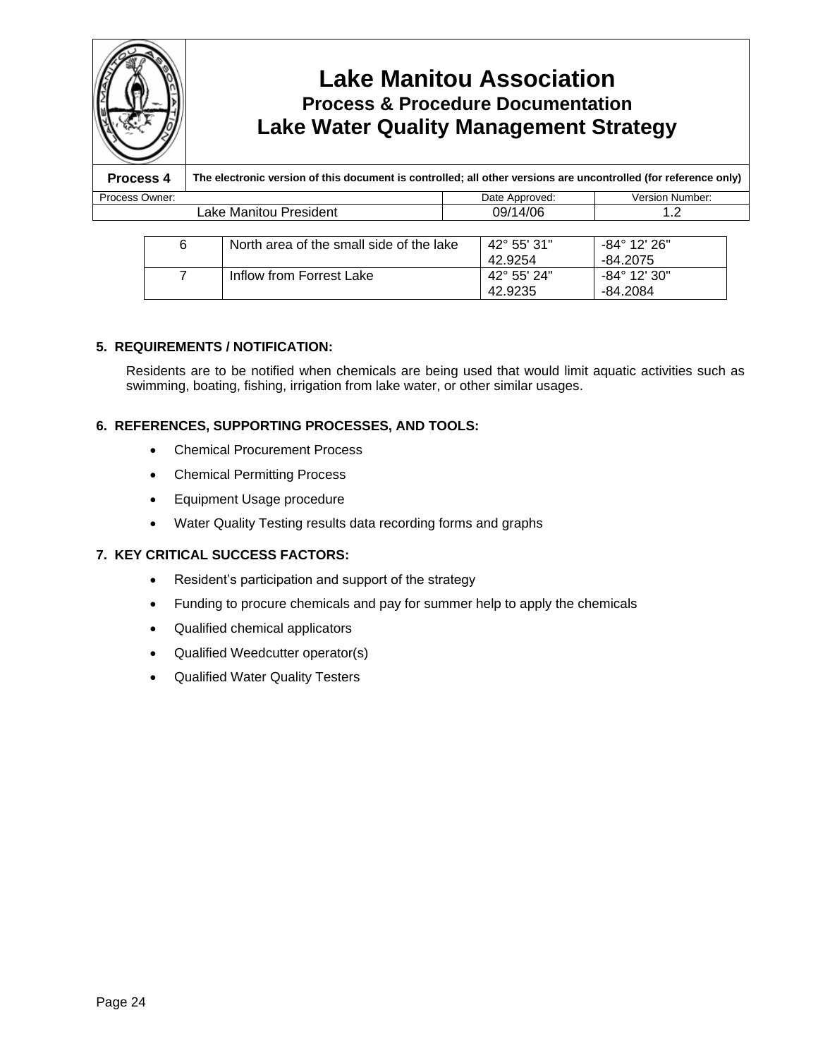| 6 | North area of the small side of the lake | 42° 55' 31"<br>42.9254 | -84° 12' 26"<br>-84.2075 |
|---|---|---|---|
| 7 | Inflow from Forrest Lake | 42° 55' 24"<br>42.9235 | -84° 12' 30"<br>-84.2084 |

## 5. REQUIREMENTS / NOTIFICATION:

Residents are to be notified when chemicals are being used that would limit aquatic activities such as swimming, boating, fishing, irrigation from lake water, or other similar usages.

## 6. REFERENCES, SUPPORTING PROCESSES, AND TOOLS:

- Chemical Procurement Process
- Chemical Permitting Process
- Equipment Usage procedure
- Water Quality Testing results data recording forms and graphs

## 7. KEY CRITICAL SUCCESS FACTORS:

- Resident's participation and support of the strategy
- Funding to procure chemicals and pay for summer help to apply the chemicals
- Qualified chemical applicators
- Qualified Weedcutter operator(s)
- Qualified Water Quality Testers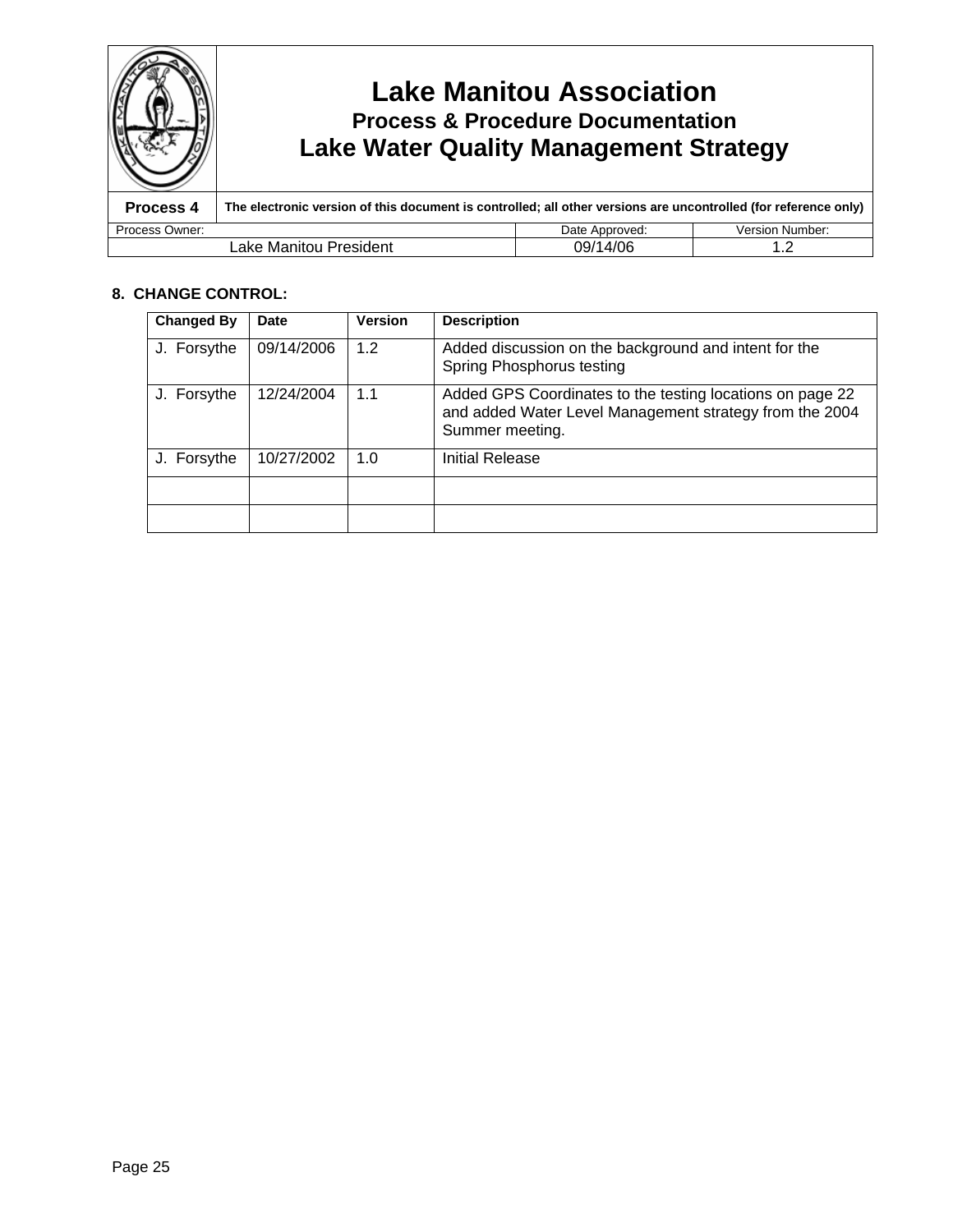## 8. CHANGE CONTROL:

| Changed By | Date | Version | Description |
|---|---|---|---|
| J. Forsythe | 09/14/2006 | 1.2 | Added discussion on the background and intent for the Spring Phosphorus testing |
| J. Forsythe | 12/24/2004 | 1.1 | Added GPS Coordinates to the testing locations on page 22 and added Water Level Management strategy from the 2004 Summer meeting. |
| J. Forsythe | 10/27/2002 | 1.0 | Initial Release |
| | | | |
| | | | |